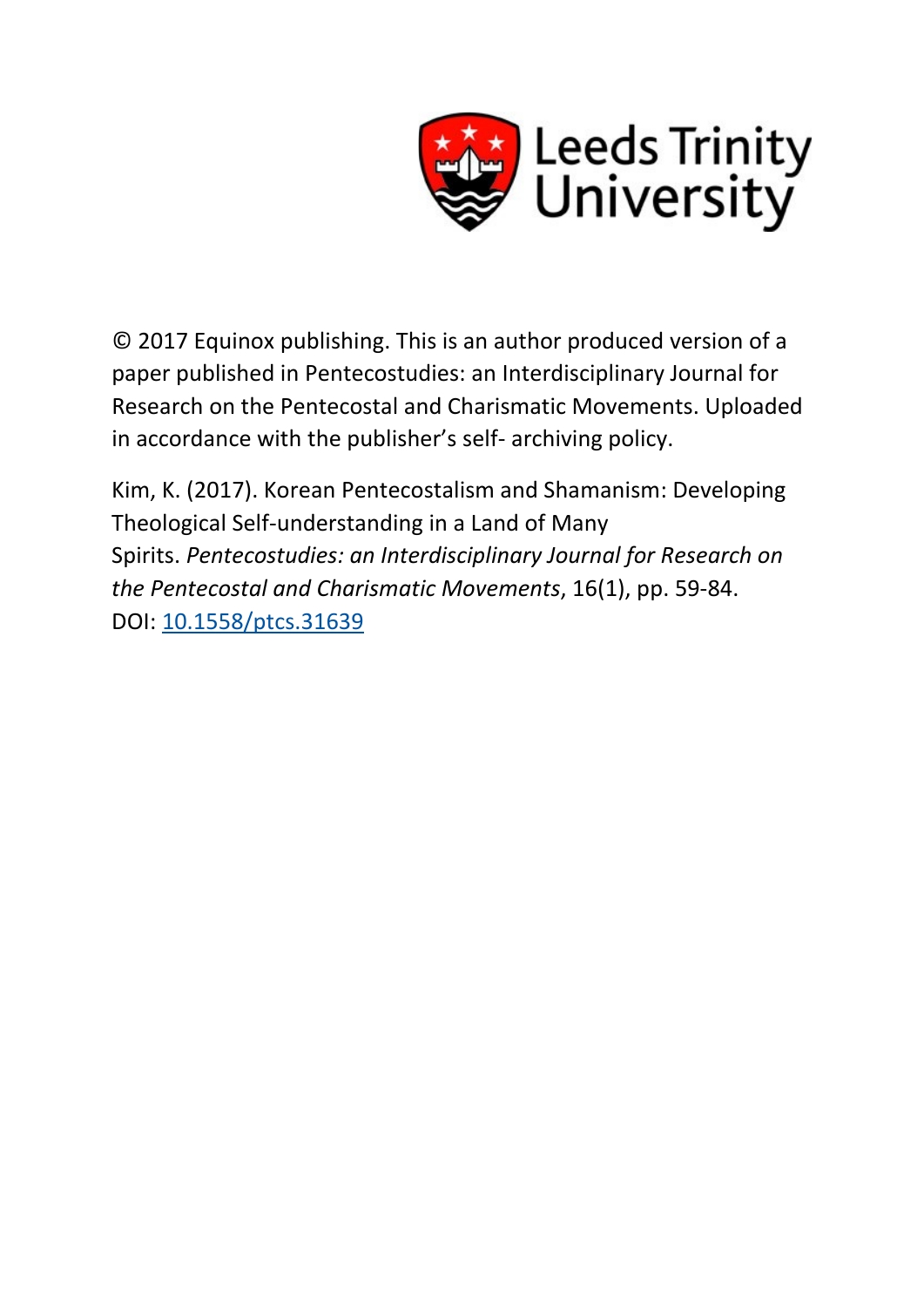Leeds Trinity University

© 2017 Equinox publishing. This is an author produced version of a paper published in Pentecostudies: an Interdisciplinary Journal for Research on the Pentecostal and Charismatic Movements. Uploaded in accordance with the publisher's self- archiving policy.

Kim, K. (2017). Korean Pentecostalism and Shamanism: Developing Theological Self-understanding in a Land of Many Spirits. *Pentecostudies: an Interdisciplinary Journal for Research on the Pentecostal and Charismatic Movements*, 16(1), pp. 59-84. DOI: [10.1558/ptcs.31639](https://doi.org/10.1558/ptcs.31639)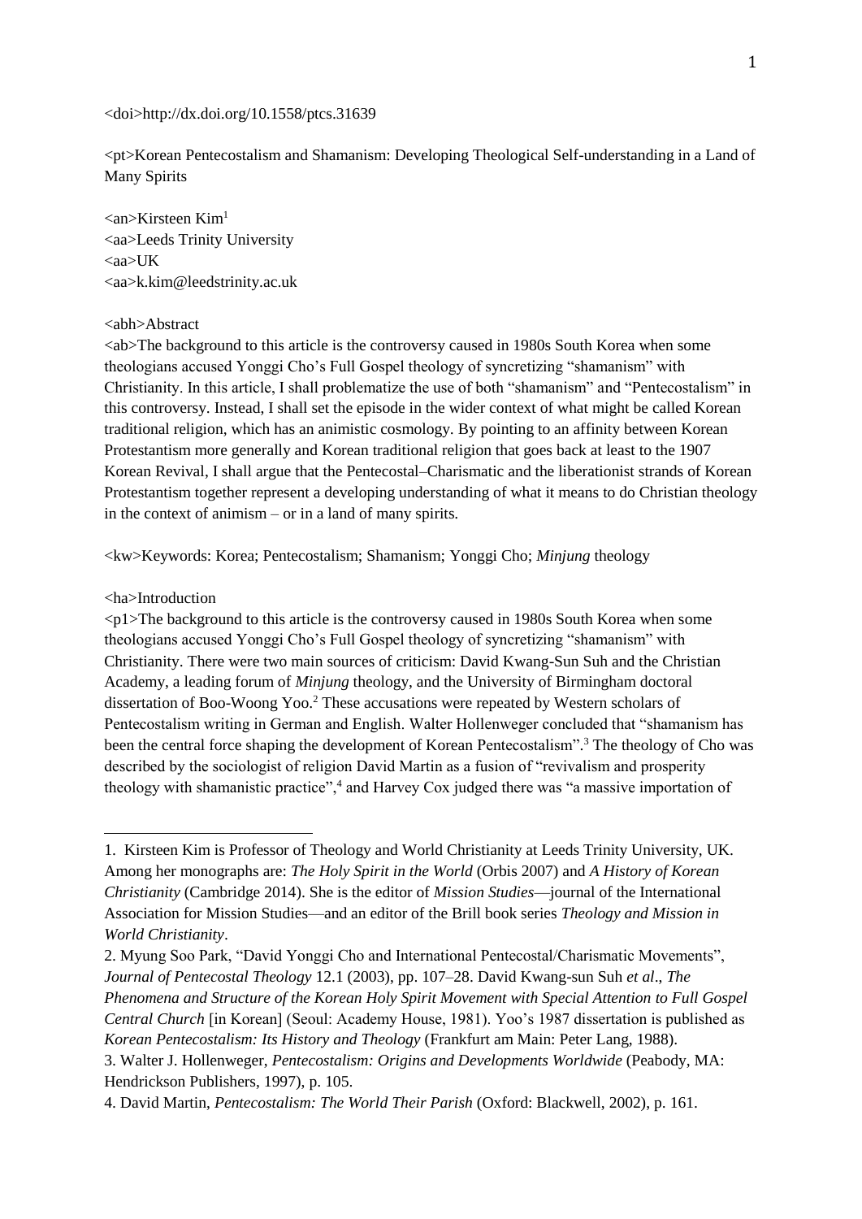<doi>http://dx.doi.org/10.1558/ptcs.31639

<pt>Korean Pentecostalism and Shamanism: Developing Theological Self-understanding in a Land of Many Spirits

<an>Kirsteen Kim[1]
<aa>Leeds Trinity University
<aa>UK
<aa>k.kim@leedstrinity.ac.uk

<abh>Abstract
<ab>The background to this article is the controversy caused in 1980s South Korea when some theologians accused Yonggi Cho's Full Gospel theology of syncretizing "shamanism" with Christianity. In this article, I shall problematize the use of both "shamanism" and "Pentecostalism" in this controversy. Instead, I shall set the episode in the wider context of what might be called Korean traditional religion, which has an animistic cosmology. By pointing to an affinity between Korean Protestantism more generally and Korean traditional religion that goes back at least to the 1907 Korean Revival, I shall argue that the Pentecostal–Charismatic and the liberationist strands of Korean Protestantism together represent a developing understanding of what it means to do Christian theology in the context of animism – or in a land of many spirits.

<kw>Keywords: Korea; Pentecostalism; Shamanism; Yonggi Cho; *Minjung* theology

<ha>Introduction
<p1>The background to this article is the controversy caused in 1980s South Korea when some theologians accused Yonggi Cho's Full Gospel theology of syncretizing "shamanism" with Christianity. There were two main sources of criticism: David Kwang-Sun Suh and the Christian Academy, a leading forum of *Minjung* theology, and the University of Birmingham doctoral dissertation of Boo-Woong Yoo.[2] These accusations were repeated by Western scholars of Pentecostalism writing in German and English. Walter Hollenweger concluded that "shamanism has been the central force shaping the development of Korean Pentecostalism".[3] The theology of Cho was described by the sociologist of religion David Martin as a fusion of "revivalism and prosperity theology with shamanistic practice",[4] and Harvey Cox judged there was "a massive importation of

---

1. Kirsteen Kim is Professor of Theology and World Christianity at Leeds Trinity University, UK. Among her monographs are: *The Holy Spirit in the World* (Orbis 2007) and *A History of Korean Christianity* (Cambridge 2014). She is the editor of *Mission Studies*—journal of the International Association for Mission Studies—and an editor of the Brill book series *Theology and Mission in World Christianity*.

2. Myung Soo Park, "David Yonggi Cho and International Pentecostal/Charismatic Movements", *Journal of Pentecostal Theology* 12.1 (2003), pp. 107–28. David Kwang-sun Suh *et al*., *The Phenomena and Structure of the Korean Holy Spirit Movement with Special Attention to Full Gospel Central Church* [in Korean] (Seoul: Academy House, 1981). Yoo's 1987 dissertation is published as *Korean Pentecostalism: Its History and Theology* (Frankfurt am Main: Peter Lang, 1988).

3. Walter J. Hollenweger, *Pentecostalism: Origins and Developments Worldwide* (Peabody, MA: Hendrickson Publishers, 1997), p. 105.

4. David Martin, *Pentecostalism: The World Their Parish* (Oxford: Blackwell, 2002), p. 161.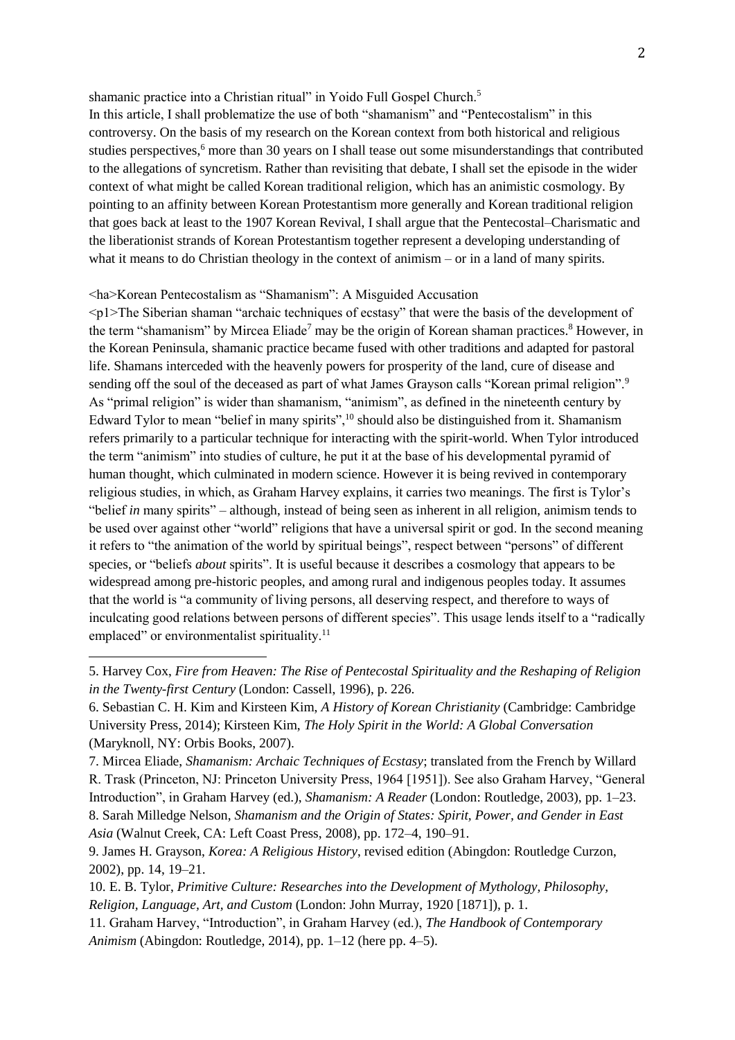shamanic practice into a Christian ritual" in Yoido Full Gospel Church.[5]

In this article, I shall problematize the use of both "shamanism" and "Pentecostalism" in this controversy. On the basis of my research on the Korean context from both historical and religious studies perspectives,[6] more than 30 years on I shall tease out some misunderstandings that contributed to the allegations of syncretism. Rather than revisiting that debate, I shall set the episode in the wider context of what might be called Korean traditional religion, which has an animistic cosmology. By pointing to an affinity between Korean Protestantism more generally and Korean traditional religion that goes back at least to the 1907 Korean Revival, I shall argue that the Pentecostal–Charismatic and the liberationist strands of Korean Protestantism together represent a developing understanding of what it means to do Christian theology in the context of animism – or in a land of many spirits.

<ha>Korean Pentecostalism as "Shamanism": A Misguided Accusation

<p1>The Siberian shaman "archaic techniques of ecstasy" that were the basis of the development of the term "shamanism" by Mircea Eliade[7] may be the origin of Korean shaman practices.[8] However, in the Korean Peninsula, shamanic practice became fused with other traditions and adapted for pastoral life. Shamans interceded with the heavenly powers for prosperity of the land, cure of disease and sending off the soul of the deceased as part of what James Grayson calls "Korean primal religion".[9] As "primal religion" is wider than shamanism, "animism", as defined in the nineteenth century by Edward Tylor to mean "belief in many spirits",[10] should also be distinguished from it. Shamanism refers primarily to a particular technique for interacting with the spirit-world. When Tylor introduced the term "animism" into studies of culture, he put it at the base of his developmental pyramid of human thought, which culminated in modern science. However it is being revived in contemporary religious studies, in which, as Graham Harvey explains, it carries two meanings. The first is Tylor's "belief *in* many spirits" – although, instead of being seen as inherent in all religion, animism tends to be used over against other "world" religions that have a universal spirit or god. In the second meaning it refers to "the animation of the world by spiritual beings", respect between "persons" of different species, or "beliefs *about* spirits". It is useful because it describes a cosmology that appears to be widespread among pre-historic peoples, and among rural and indigenous peoples today. It assumes that the world is "a community of living persons, all deserving respect, and therefore to ways of inculcating good relations between persons of different species". This usage lends itself to a "radically emplaced" or environmentalist spirituality.[11]

---

5. Harvey Cox, *Fire from Heaven: The Rise of Pentecostal Spirituality and the Reshaping of Religion in the Twenty-first Century* (London: Cassell, 1996), p. 226.

6. Sebastian C. H. Kim and Kirsteen Kim, *A History of Korean Christianity* (Cambridge: Cambridge University Press, 2014); Kirsteen Kim, *The Holy Spirit in the World: A Global Conversation* (Maryknoll, NY: Orbis Books, 2007).

7. Mircea Eliade, *Shamanism: Archaic Techniques of Ecstasy*; translated from the French by Willard R. Trask (Princeton, NJ: Princeton University Press, 1964 [1951]). See also Graham Harvey, "General Introduction", in Graham Harvey (ed.), *Shamanism: A Reader* (London: Routledge, 2003), pp. 1–23.

8. Sarah Milledge Nelson, *Shamanism and the Origin of States: Spirit, Power, and Gender in East Asia* (Walnut Creek, CA: Left Coast Press, 2008), pp. 172–4, 190–91.

9. James H. Grayson, *Korea: A Religious History*, revised edition (Abingdon: Routledge Curzon, 2002), pp. 14, 19–21.

10. E. B. Tylor, *Primitive Culture: Researches into the Development of Mythology, Philosophy, Religion, Language, Art, and Custom* (London: John Murray, 1920 [1871]), p. 1.

11. Graham Harvey, "Introduction", in Graham Harvey (ed.), *The Handbook of Contemporary Animism* (Abingdon: Routledge, 2014), pp. 1–12 (here pp. 4–5).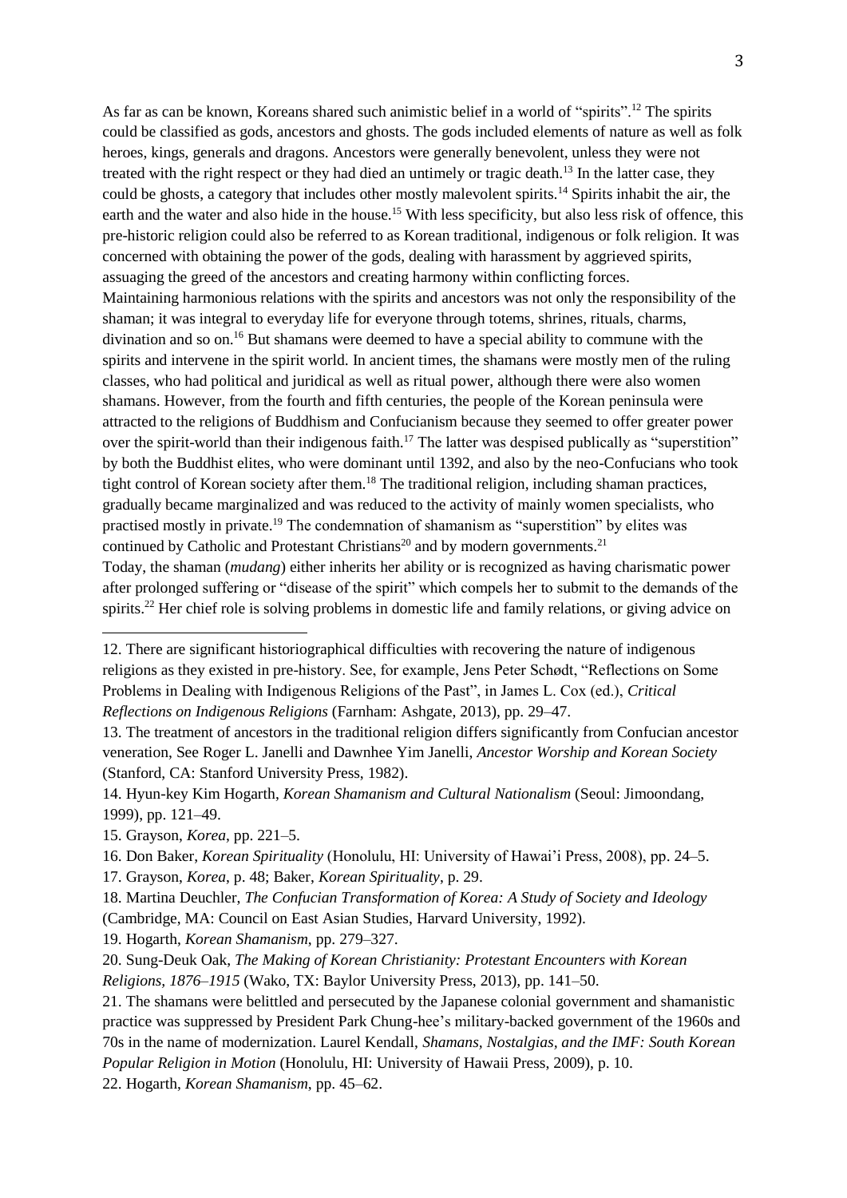As far as can be known, Koreans shared such animistic belief in a world of "spirits".[12] The spirits could be classified as gods, ancestors and ghosts. The gods included elements of nature as well as folk heroes, kings, generals and dragons. Ancestors were generally benevolent, unless they were not treated with the right respect or they had died an untimely or tragic death.[13] In the latter case, they could be ghosts, a category that includes other mostly malevolent spirits.[14] Spirits inhabit the air, the earth and the water and also hide in the house.[15] With less specificity, but also less risk of offence, this pre-historic religion could also be referred to as Korean traditional, indigenous or folk religion. It was concerned with obtaining the power of the gods, dealing with harassment by aggrieved spirits, assuaging the greed of the ancestors and creating harmony within conflicting forces.

Maintaining harmonious relations with the spirits and ancestors was not only the responsibility of the shaman; it was integral to everyday life for everyone through totems, shrines, rituals, charms, divination and so on.[16] But shamans were deemed to have a special ability to commune with the spirits and intervene in the spirit world. In ancient times, the shamans were mostly men of the ruling classes, who had political and juridical as well as ritual power, although there were also women shamans. However, from the fourth and fifth centuries, the people of the Korean peninsula were attracted to the religions of Buddhism and Confucianism because they seemed to offer greater power over the spirit-world than their indigenous faith.[17] The latter was despised publically as "superstition" by both the Buddhist elites, who were dominant until 1392, and also by the neo-Confucians who took tight control of Korean society after them.[18] The traditional religion, including shaman practices, gradually became marginalized and was reduced to the activity of mainly women specialists, who practised mostly in private.[19] The condemnation of shamanism as "superstition" by elites was continued by Catholic and Protestant Christians[20] and by modern governments.[21]

Today, the shaman (*mudang*) either inherits her ability or is recognized as having charismatic power after prolonged suffering or "disease of the spirit" which compels her to submit to the demands of the spirits.[22] Her chief role is solving problems in domestic life and family relations, or giving advice on

---

12. There are significant historiographical difficulties with recovering the nature of indigenous religions as they existed in pre-history. See, for example, Jens Peter Schødt, "Reflections on Some Problems in Dealing with Indigenous Religions of the Past", in James L. Cox (ed.), *Critical Reflections on Indigenous Religions* (Farnham: Ashgate, 2013), pp. 29–47.

13. The treatment of ancestors in the traditional religion differs significantly from Confucian ancestor veneration, See Roger L. Janelli and Dawnhee Yim Janelli, *Ancestor Worship and Korean Society* (Stanford, CA: Stanford University Press, 1982).

14. Hyun-key Kim Hogarth, *Korean Shamanism and Cultural Nationalism* (Seoul: Jimoondang, 1999), pp. 121–49.

15. Grayson, *Korea*, pp. 221–5.

16. Don Baker, *Korean Spirituality* (Honolulu, HI: University of Hawai'i Press, 2008), pp. 24–5.

17. Grayson, *Korea*, p. 48; Baker, *Korean Spirituality*, p. 29.

18. Martina Deuchler, *The Confucian Transformation of Korea: A Study of Society and Ideology* (Cambridge, MA: Council on East Asian Studies, Harvard University, 1992).

19. Hogarth, *Korean Shamanism*, pp. 279–327.

20. Sung-Deuk Oak, *The Making of Korean Christianity: Protestant Encounters with Korean Religions, 1876–1915* (Wako, TX: Baylor University Press, 2013), pp. 141–50.

21. The shamans were belittled and persecuted by the Japanese colonial government and shamanistic practice was suppressed by President Park Chung-hee's military-backed government of the 1960s and 70s in the name of modernization. Laurel Kendall, *Shamans, Nostalgias, and the IMF: South Korean Popular Religion in Motion* (Honolulu, HI: University of Hawaii Press, 2009), p. 10.

22. Hogarth, *Korean Shamanism*, pp. 45–62.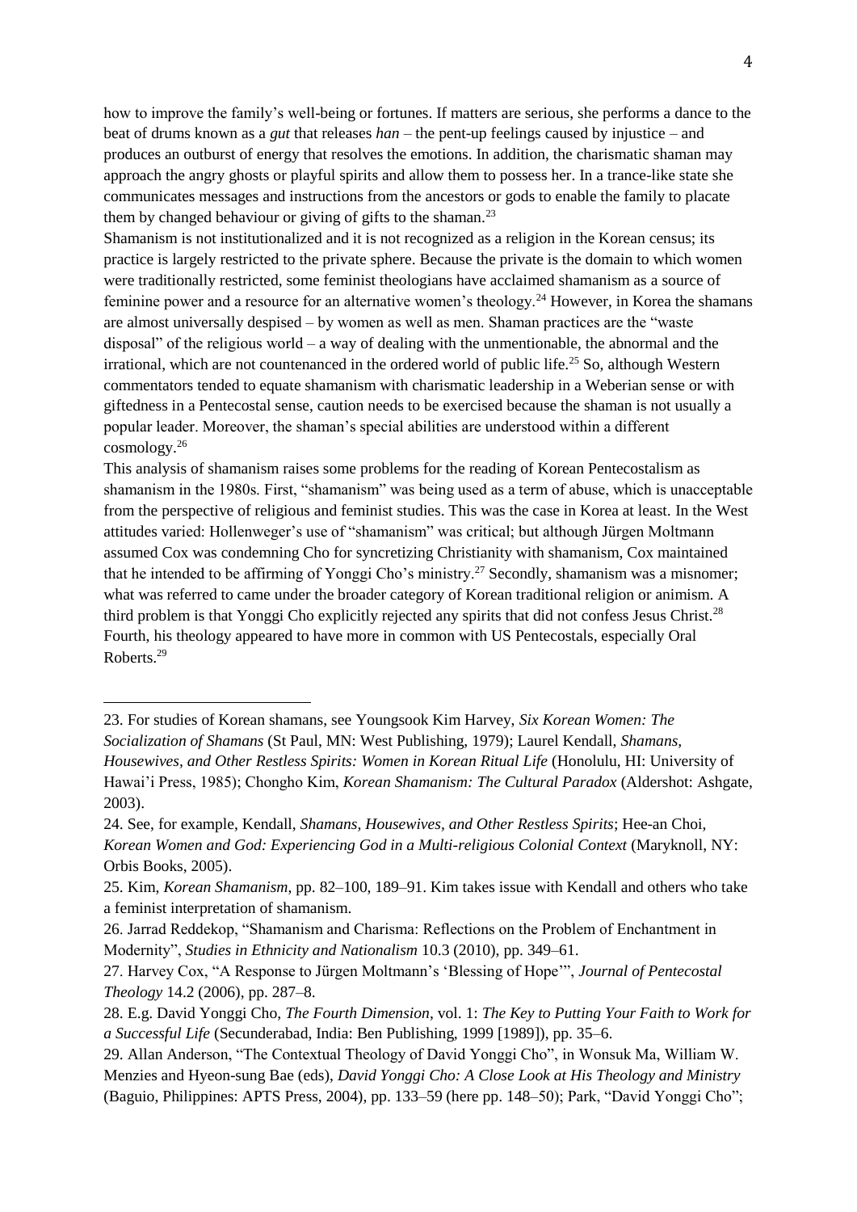how to improve the family's well-being or fortunes. If matters are serious, she performs a dance to the beat of drums known as a *gut* that releases *han* – the pent-up feelings caused by injustice – and produces an outburst of energy that resolves the emotions. In addition, the charismatic shaman may approach the angry ghosts or playful spirits and allow them to possess her. In a trance-like state she communicates messages and instructions from the ancestors or gods to enable the family to placate them by changed behaviour or giving of gifts to the shaman.[23]

Shamanism is not institutionalized and it is not recognized as a religion in the Korean census; its practice is largely restricted to the private sphere. Because the private is the domain to which women were traditionally restricted, some feminist theologians have acclaimed shamanism as a source of feminine power and a resource for an alternative women's theology.[24] However, in Korea the shamans are almost universally despised – by women as well as men. Shaman practices are the "waste disposal" of the religious world – a way of dealing with the unmentionable, the abnormal and the irrational, which are not countenanced in the ordered world of public life.[25] So, although Western commentators tended to equate shamanism with charismatic leadership in a Weberian sense or with giftedness in a Pentecostal sense, caution needs to be exercised because the shaman is not usually a popular leader. Moreover, the shaman's special abilities are understood within a different cosmology.[26]

This analysis of shamanism raises some problems for the reading of Korean Pentecostalism as shamanism in the 1980s. First, "shamanism" was being used as a term of abuse, which is unacceptable from the perspective of religious and feminist studies. This was the case in Korea at least. In the West attitudes varied: Hollenweger's use of "shamanism" was critical; but although Jürgen Moltmann assumed Cox was condemning Cho for syncretizing Christianity with shamanism, Cox maintained that he intended to be affirming of Yonggi Cho's ministry.[27] Secondly, shamanism was a misnomer; what was referred to came under the broader category of Korean traditional religion or animism. A third problem is that Yonggi Cho explicitly rejected any spirits that did not confess Jesus Christ.[28] Fourth, his theology appeared to have more in common with US Pentecostals, especially Oral Roberts.[29]

---

23. For studies of Korean shamans, see Youngsook Kim Harvey, *Six Korean Women: The Socialization of Shamans* (St Paul, MN: West Publishing, 1979); Laurel Kendall, *Shamans, Housewives, and Other Restless Spirits: Women in Korean Ritual Life* (Honolulu, HI: University of Hawai'i Press, 1985); Chongho Kim, *Korean Shamanism: The Cultural Paradox* (Aldershot: Ashgate, 2003).

24. See, for example, Kendall, *Shamans, Housewives, and Other Restless Spirits*; Hee-an Choi, *Korean Women and God: Experiencing God in a Multi-religious Colonial Context* (Maryknoll, NY: Orbis Books, 2005).

25. Kim, *Korean Shamanism*, pp. 82–100, 189–91. Kim takes issue with Kendall and others who take a feminist interpretation of shamanism.

26. Jarrad Reddekop, "Shamanism and Charisma: Reflections on the Problem of Enchantment in Modernity", *Studies in Ethnicity and Nationalism* 10.3 (2010), pp. 349–61.

27. Harvey Cox, "A Response to Jürgen Moltmann's 'Blessing of Hope'", *Journal of Pentecostal Theology* 14.2 (2006), pp. 287–8.

28. E.g. David Yonggi Cho, *The Fourth Dimension*, vol. 1: *The Key to Putting Your Faith to Work for a Successful Life* (Secunderabad, India: Ben Publishing, 1999 [1989]), pp. 35–6.

29. Allan Anderson, "The Contextual Theology of David Yonggi Cho", in Wonsuk Ma, William W. Menzies and Hyeon-sung Bae (eds), *David Yonggi Cho: A Close Look at His Theology and Ministry* (Baguio, Philippines: APTS Press, 2004), pp. 133–59 (here pp. 148–50); Park, "David Yonggi Cho";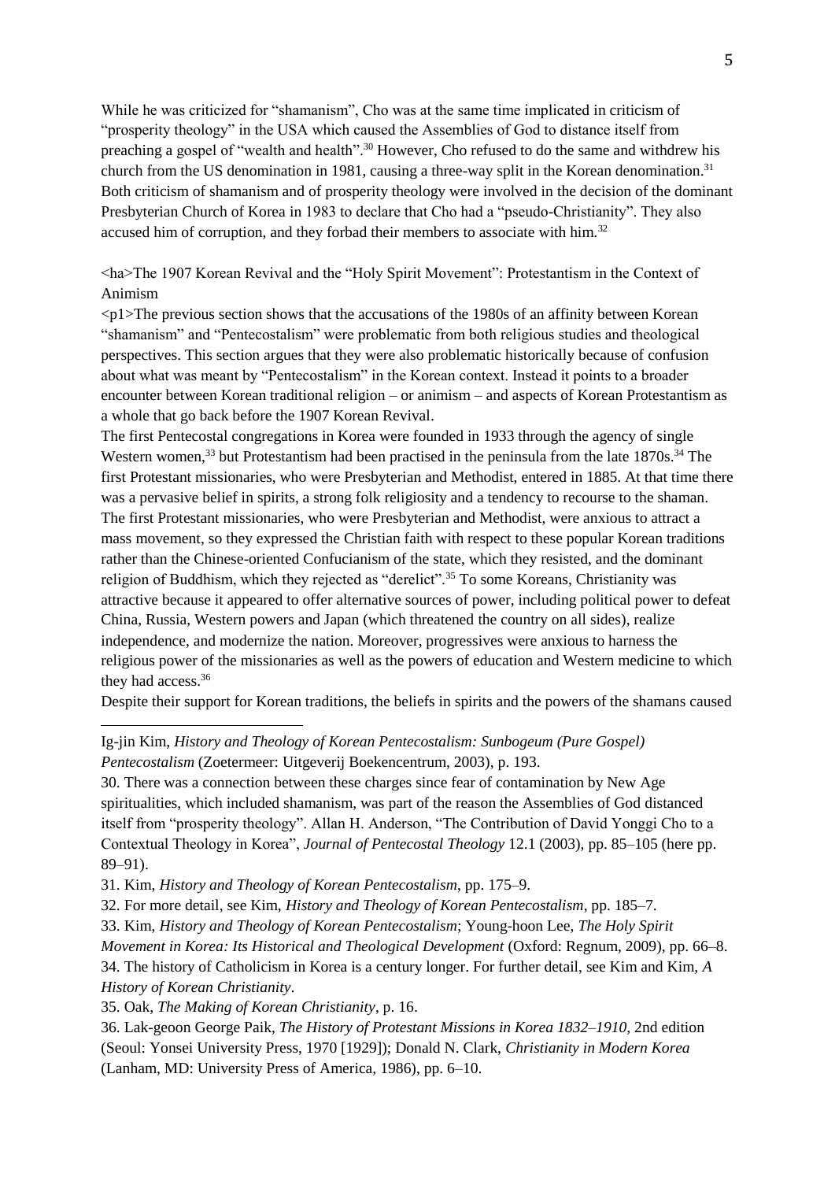While he was criticized for "shamanism", Cho was at the same time implicated in criticism of "prosperity theology" in the USA which caused the Assemblies of God to distance itself from preaching a gospel of "wealth and health".[30] However, Cho refused to do the same and withdrew his church from the US denomination in 1981, causing a three-way split in the Korean denomination.[31] Both criticism of shamanism and of prosperity theology were involved in the decision of the dominant Presbyterian Church of Korea in 1983 to declare that Cho had a "pseudo-Christianity". They also accused him of corruption, and they forbad their members to associate with him.[32]

## The 1907 Korean Revival and the "Holy Spirit Movement": Protestantism in the Context of Animism

The previous section shows that the accusations of the 1980s of an affinity between Korean "shamanism" and "Pentecostalism" were problematic from both religious studies and theological perspectives. This section argues that they were also problematic historically because of confusion about what was meant by "Pentecostalism" in the Korean context. Instead it points to a broader encounter between Korean traditional religion – or animism – and aspects of Korean Protestantism as a whole that go back before the 1907 Korean Revival.

The first Pentecostal congregations in Korea were founded in 1933 through the agency of single Western women,[33] but Protestantism had been practised in the peninsula from the late 1870s.[34] The first Protestant missionaries, who were Presbyterian and Methodist, entered in 1885. At that time there was a pervasive belief in spirits, a strong folk religiosity and a tendency to recourse to the shaman. The first Protestant missionaries, who were Presbyterian and Methodist, were anxious to attract a mass movement, so they expressed the Christian faith with respect to these popular Korean traditions rather than the Chinese-oriented Confucianism of the state, which they resisted, and the dominant religion of Buddhism, which they rejected as "derelict".[35] To some Koreans, Christianity was attractive because it appeared to offer alternative sources of power, including political power to defeat China, Russia, Western powers and Japan (which threatened the country on all sides), realize independence, and modernize the nation. Moreover, progressives were anxious to harness the religious power of the missionaries as well as the powers of education and Western medicine to which they had access.[36]

Despite their support for Korean traditions, the beliefs in spirits and the powers of the shamans caused

---

Ig-jin Kim, *History and Theology of Korean Pentecostalism: Sunbogeum (Pure Gospel) Pentecostalism* (Zoetermeer: Uitgeverij Boekencentrum, 2003), p. 193.

30. There was a connection between these charges since fear of contamination by New Age spiritualities, which included shamanism, was part of the reason the Assemblies of God distanced itself from "prosperity theology". Allan H. Anderson, "The Contribution of David Yonggi Cho to a Contextual Theology in Korea", *Journal of Pentecostal Theology* 12.1 (2003), pp. 85–105 (here pp. 89–91).

31. Kim, *History and Theology of Korean Pentecostalism*, pp. 175–9.

32. For more detail, see Kim, *History and Theology of Korean Pentecostalism*, pp. 185–7.

33. Kim, *History and Theology of Korean Pentecostalism*; Young-hoon Lee, *The Holy Spirit Movement in Korea: Its Historical and Theological Development* (Oxford: Regnum, 2009), pp. 66–8.

34. The history of Catholicism in Korea is a century longer. For further detail, see Kim and Kim, *A History of Korean Christianity*.

35. Oak, *The Making of Korean Christianity*, p. 16.

36. Lak-geoon George Paik, *The History of Protestant Missions in Korea 1832–1910*, 2nd edition (Seoul: Yonsei University Press, 1970 [1929]); Donald N. Clark, *Christianity in Modern Korea* (Lanham, MD: University Press of America, 1986), pp. 6–10.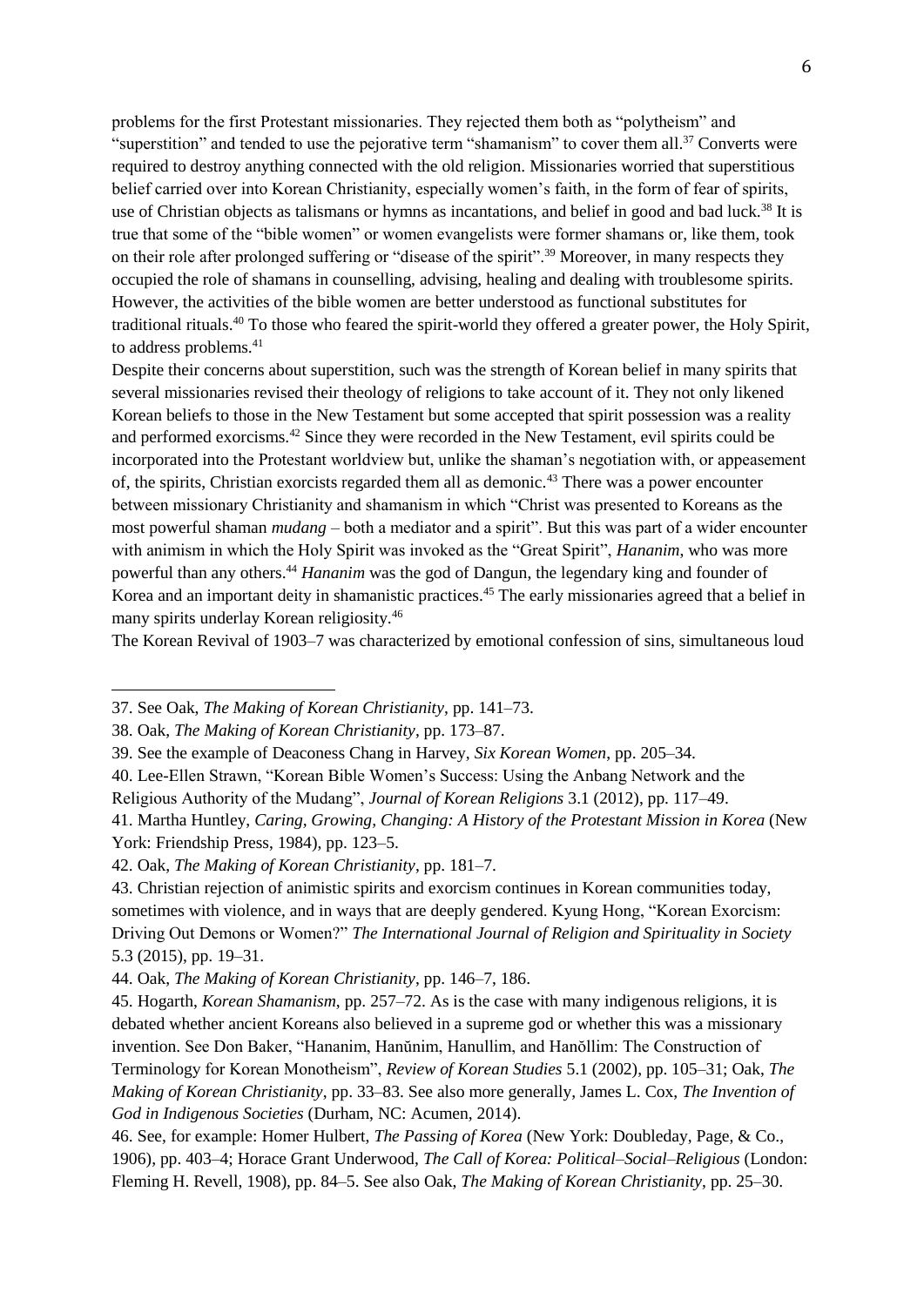problems for the first Protestant missionaries. They rejected them both as "polytheism" and "superstition" and tended to use the pejorative term "shamanism" to cover them all.[37] Converts were required to destroy anything connected with the old religion. Missionaries worried that superstitious belief carried over into Korean Christianity, especially women's faith, in the form of fear of spirits, use of Christian objects as talismans or hymns as incantations, and belief in good and bad luck.[38] It is true that some of the "bible women" or women evangelists were former shamans or, like them, took on their role after prolonged suffering or "disease of the spirit".[39] Moreover, in many respects they occupied the role of shamans in counselling, advising, healing and dealing with troublesome spirits. However, the activities of the bible women are better understood as functional substitutes for traditional rituals.[40] To those who feared the spirit-world they offered a greater power, the Holy Spirit, to address problems.[41]

Despite their concerns about superstition, such was the strength of Korean belief in many spirits that several missionaries revised their theology of religions to take account of it. They not only likened Korean beliefs to those in the New Testament but some accepted that spirit possession was a reality and performed exorcisms.[42] Since they were recorded in the New Testament, evil spirits could be incorporated into the Protestant worldview but, unlike the shaman's negotiation with, or appeasement of, the spirits, Christian exorcists regarded them all as demonic.[43] There was a power encounter between missionary Christianity and shamanism in which "Christ was presented to Koreans as the most powerful shaman *mudang* – both a mediator and a spirit". But this was part of a wider encounter with animism in which the Holy Spirit was invoked as the "Great Spirit", *Hananim*, who was more powerful than any others.[44] *Hananim* was the god of Dangun, the legendary king and founder of Korea and an important deity in shamanistic practices.[45] The early missionaries agreed that a belief in many spirits underlay Korean religiosity.[46]

The Korean Revival of 1903–7 was characterized by emotional confession of sins, simultaneous loud

---

37. See Oak, *The Making of Korean Christianity*, pp. 141–73.

38. Oak, *The Making of Korean Christianity*, pp. 173–87.

39. See the example of Deaconess Chang in Harvey, *Six Korean Women*, pp. 205–34.

40. Lee-Ellen Strawn, "Korean Bible Women's Success: Using the Anbang Network and the Religious Authority of the Mudang", *Journal of Korean Religions* 3.1 (2012), pp. 117–49.

41. Martha Huntley, *Caring, Growing, Changing: A History of the Protestant Mission in Korea* (New York: Friendship Press, 1984), pp. 123–5.

42. Oak, *The Making of Korean Christianity*, pp. 181–7.

43. Christian rejection of animistic spirits and exorcism continues in Korean communities today, sometimes with violence, and in ways that are deeply gendered. Kyung Hong, "Korean Exorcism: Driving Out Demons or Women?" *The International Journal of Religion and Spirituality in Society* 5.3 (2015), pp. 19–31.

44. Oak, *The Making of Korean Christianity*, pp. 146–7, 186.

45. Hogarth, *Korean Shamanism*, pp. 257–72. As is the case with many indigenous religions, it is debated whether ancient Koreans also believed in a supreme god or whether this was a missionary invention. See Don Baker, "Hananim, Hanŭnim, Hanullim, and Hanŏllim: The Construction of Terminology for Korean Monotheism", *Review of Korean Studies* 5.1 (2002), pp. 105–31; Oak, *The Making of Korean Christianity*, pp. 33–83. See also more generally, James L. Cox, *The Invention of God in Indigenous Societies* (Durham, NC: Acumen, 2014).

46. See, for example: Homer Hulbert, *The Passing of Korea* (New York: Doubleday, Page, & Co., 1906), pp. 403–4; Horace Grant Underwood, *The Call of Korea: Political–Social–Religious* (London: Fleming H. Revell, 1908), pp. 84–5. See also Oak, *The Making of Korean Christianity*, pp. 25–30.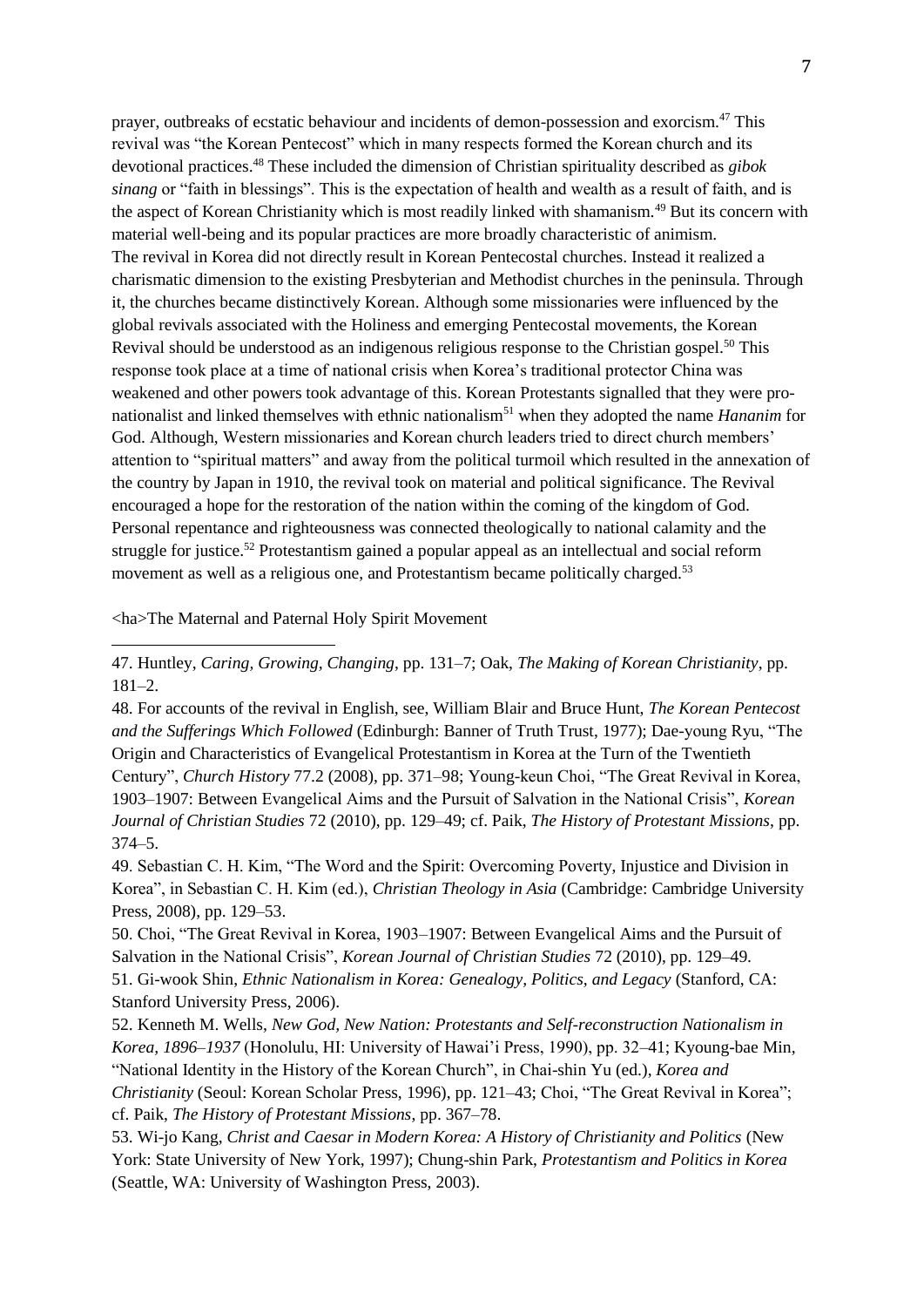prayer, outbreaks of ecstatic behaviour and incidents of demon-possession and exorcism.[47] This revival was "the Korean Pentecost" which in many respects formed the Korean church and its devotional practices.[48] These included the dimension of Christian spirituality described as *gibok sinang* or "faith in blessings". This is the expectation of health and wealth as a result of faith, and is the aspect of Korean Christianity which is most readily linked with shamanism.[49] But its concern with material well-being and its popular practices are more broadly characteristic of animism.

The revival in Korea did not directly result in Korean Pentecostal churches. Instead it realized a charismatic dimension to the existing Presbyterian and Methodist churches in the peninsula. Through it, the churches became distinctively Korean. Although some missionaries were influenced by the global revivals associated with the Holiness and emerging Pentecostal movements, the Korean Revival should be understood as an indigenous religious response to the Christian gospel.[50] This response took place at a time of national crisis when Korea's traditional protector China was weakened and other powers took advantage of this. Korean Protestants signalled that they were pro-nationalist and linked themselves with ethnic nationalism[51] when they adopted the name *Hananim* for God. Although, Western missionaries and Korean church leaders tried to direct church members' attention to "spiritual matters" and away from the political turmoil which resulted in the annexation of the country by Japan in 1910, the revival took on material and political significance. The Revival encouraged a hope for the restoration of the nation within the coming of the kingdom of God. Personal repentance and righteousness was connected theologically to national calamity and the struggle for justice.[52] Protestantism gained a popular appeal as an intellectual and social reform movement as well as a religious one, and Protestantism became politically charged.[53]

<ha>The Maternal and Paternal Holy Spirit Movement

---

47. Huntley, *Caring, Growing, Changing*, pp. 131–7; Oak, *The Making of Korean Christianity*, pp. 181–2.

48. For accounts of the revival in English, see, William Blair and Bruce Hunt, *The Korean Pentecost and the Sufferings Which Followed* (Edinburgh: Banner of Truth Trust, 1977); Dae-young Ryu, "The Origin and Characteristics of Evangelical Protestantism in Korea at the Turn of the Twentieth Century", *Church History* 77.2 (2008), pp. 371–98; Young-keun Choi, "The Great Revival in Korea, 1903–1907: Between Evangelical Aims and the Pursuit of Salvation in the National Crisis", *Korean Journal of Christian Studies* 72 (2010), pp. 129–49; cf. Paik, *The History of Protestant Missions*, pp. 374–5.

49. Sebastian C. H. Kim, "The Word and the Spirit: Overcoming Poverty, Injustice and Division in Korea", in Sebastian C. H. Kim (ed.), *Christian Theology in Asia* (Cambridge: Cambridge University Press, 2008), pp. 129–53.

50. Choi, "The Great Revival in Korea, 1903–1907: Between Evangelical Aims and the Pursuit of Salvation in the National Crisis", *Korean Journal of Christian Studies* 72 (2010), pp. 129–49.

51. Gi-wook Shin, *Ethnic Nationalism in Korea: Genealogy, Politics, and Legacy* (Stanford, CA: Stanford University Press, 2006).

52. Kenneth M. Wells, *New God, New Nation: Protestants and Self-reconstruction Nationalism in Korea, 1896–1937* (Honolulu, HI: University of Hawai'i Press, 1990), pp. 32–41; Kyoung-bae Min, "National Identity in the History of the Korean Church", in Chai-shin Yu (ed.), *Korea and Christianity* (Seoul: Korean Scholar Press, 1996), pp. 121–43; Choi, "The Great Revival in Korea"; cf. Paik, *The History of Protestant Missions*, pp. 367–78.

53. Wi-jo Kang, *Christ and Caesar in Modern Korea: A History of Christianity and Politics* (New York: State University of New York, 1997); Chung-shin Park, *Protestantism and Politics in Korea* (Seattle, WA: University of Washington Press, 2003).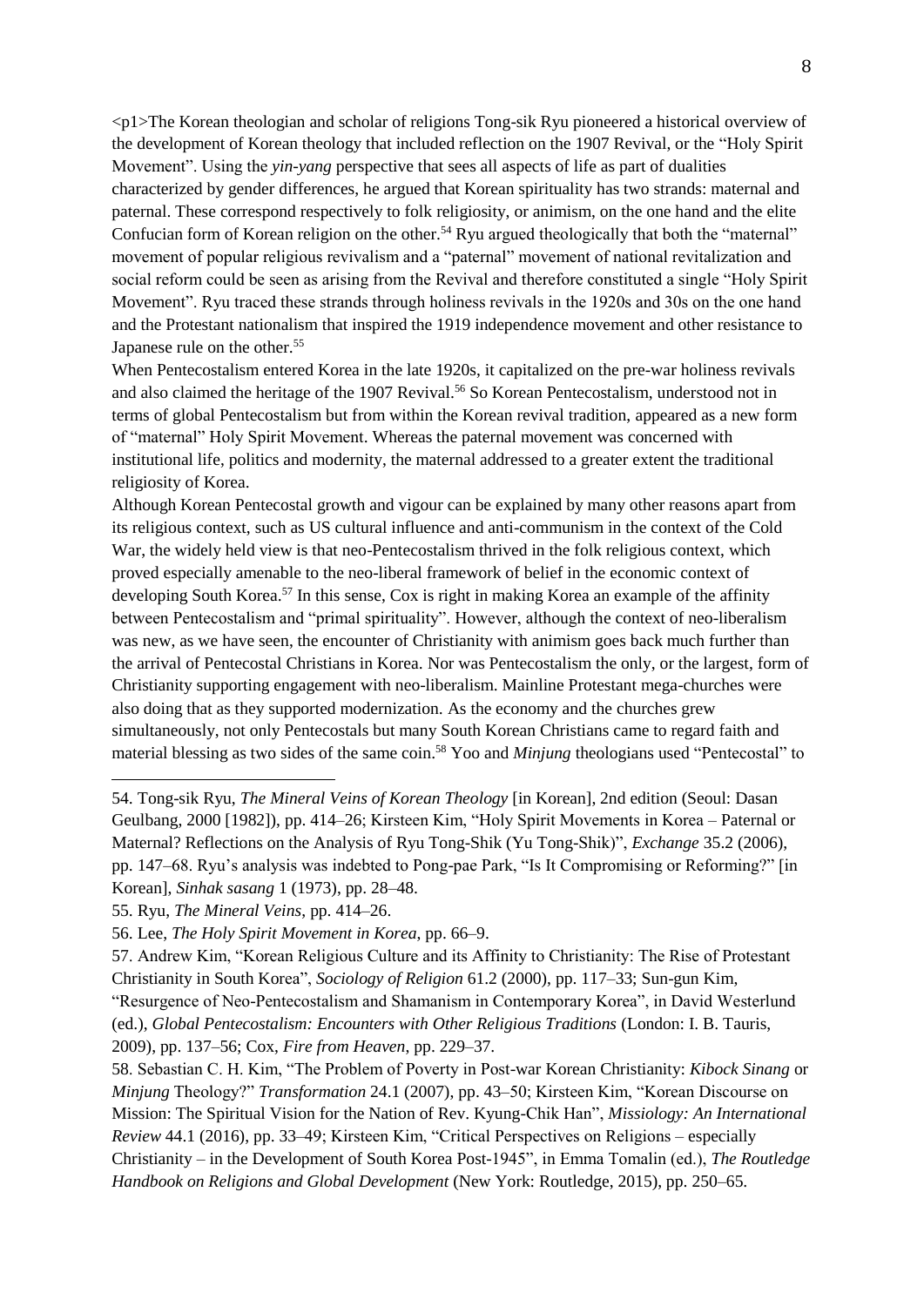<p1>The Korean theologian and scholar of religions Tong-sik Ryu pioneered a historical overview of the development of Korean theology that included reflection on the 1907 Revival, or the "Holy Spirit Movement". Using the *yin-yang* perspective that sees all aspects of life as part of dualities characterized by gender differences, he argued that Korean spirituality has two strands: maternal and paternal. These correspond respectively to folk religiosity, or animism, on the one hand and the elite Confucian form of Korean religion on the other.[54] Ryu argued theologically that both the "maternal" movement of popular religious revivalism and a "paternal" movement of national revitalization and social reform could be seen as arising from the Revival and therefore constituted a single "Holy Spirit Movement". Ryu traced these strands through holiness revivals in the 1920s and 30s on the one hand and the Protestant nationalism that inspired the 1919 independence movement and other resistance to Japanese rule on the other.[55]

When Pentecostalism entered Korea in the late 1920s, it capitalized on the pre-war holiness revivals and also claimed the heritage of the 1907 Revival.[56] So Korean Pentecostalism, understood not in terms of global Pentecostalism but from within the Korean revival tradition, appeared as a new form of "maternal" Holy Spirit Movement. Whereas the paternal movement was concerned with institutional life, politics and modernity, the maternal addressed to a greater extent the traditional religiosity of Korea.

Although Korean Pentecostal growth and vigour can be explained by many other reasons apart from its religious context, such as US cultural influence and anti-communism in the context of the Cold War, the widely held view is that neo-Pentecostalism thrived in the folk religious context, which proved especially amenable to the neo-liberal framework of belief in the economic context of developing South Korea.[57] In this sense, Cox is right in making Korea an example of the affinity between Pentecostalism and "primal spirituality". However, although the context of neo-liberalism was new, as we have seen, the encounter of Christianity with animism goes back much further than the arrival of Pentecostal Christians in Korea. Nor was Pentecostalism the only, or the largest, form of Christianity supporting engagement with neo-liberalism. Mainline Protestant mega-churches were also doing that as they supported modernization. As the economy and the churches grew simultaneously, not only Pentecostals but many South Korean Christians came to regard faith and material blessing as two sides of the same coin.[58] Yoo and *Minjung* theologians used "Pentecostal" to

---

54. Tong-sik Ryu, *The Mineral Veins of Korean Theology* [in Korean], 2nd edition (Seoul: Dasan Geulbang, 2000 [1982]), pp. 414–26; Kirsteen Kim, "Holy Spirit Movements in Korea – Paternal or Maternal? Reflections on the Analysis of Ryu Tong-Shik (Yu Tong-Shik)", *Exchange* 35.2 (2006), pp. 147–68. Ryu's analysis was indebted to Pong-pae Park, "Is It Compromising or Reforming?" [in Korean], *Sinhak sasang* 1 (1973), pp. 28–48.

55. Ryu, *The Mineral Veins*, pp. 414–26.

56. Lee, *The Holy Spirit Movement in Korea*, pp. 66–9.

57. Andrew Kim, "Korean Religious Culture and its Affinity to Christianity: The Rise of Protestant Christianity in South Korea", *Sociology of Religion* 61.2 (2000), pp. 117–33; Sun-gun Kim, "Resurgence of Neo-Pentecostalism and Shamanism in Contemporary Korea", in David Westerlund (ed.), *Global Pentecostalism: Encounters with Other Religious Traditions* (London: I. B. Tauris, 2009), pp. 137–56; Cox, *Fire from Heaven*, pp. 229–37.

58. Sebastian C. H. Kim, "The Problem of Poverty in Post-war Korean Christianity: *Kibock Sinang* or *Minjung* Theology?" *Transformation* 24.1 (2007), pp. 43–50; Kirsteen Kim, "Korean Discourse on Mission: The Spiritual Vision for the Nation of Rev. Kyung-Chik Han", *Missiology: An International Review* 44.1 (2016), pp. 33–49; Kirsteen Kim, "Critical Perspectives on Religions – especially Christianity – in the Development of South Korea Post-1945", in Emma Tomalin (ed.), *The Routledge Handbook on Religions and Global Development* (New York: Routledge, 2015), pp. 250–65.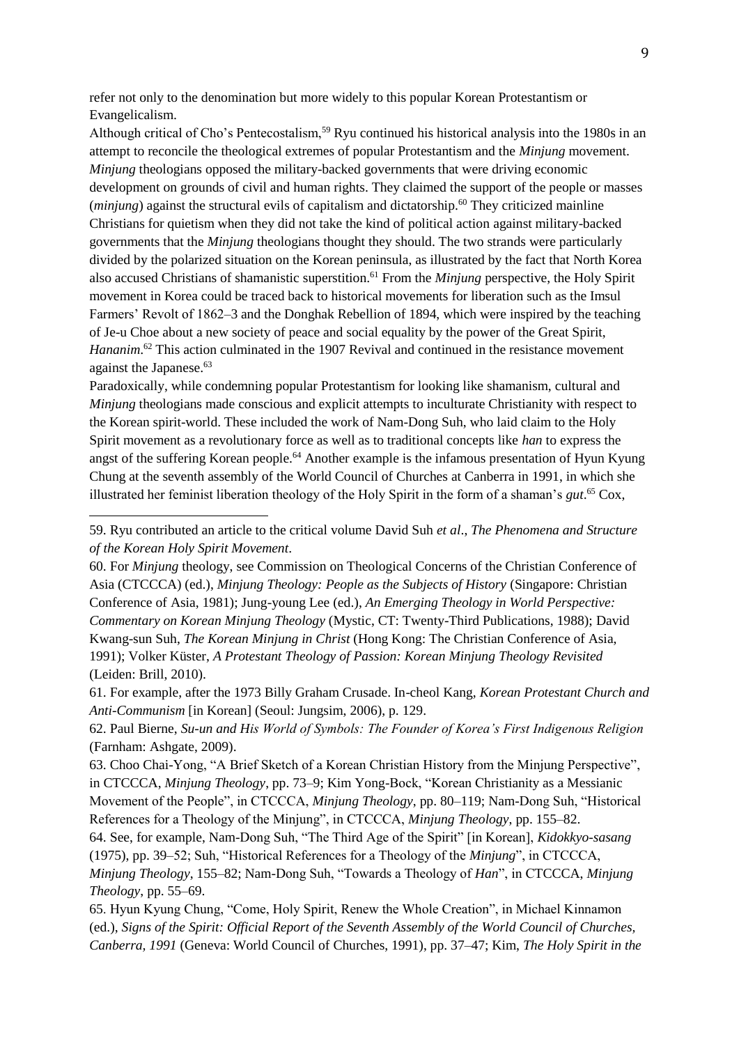refer not only to the denomination but more widely to this popular Korean Protestantism or Evangelicalism.

Although critical of Cho's Pentecostalism,[59] Ryu continued his historical analysis into the 1980s in an attempt to reconcile the theological extremes of popular Protestantism and the *Minjung* movement. *Minjung* theologians opposed the military-backed governments that were driving economic development on grounds of civil and human rights. They claimed the support of the people or masses (*minjung*) against the structural evils of capitalism and dictatorship.[60] They criticized mainline Christians for quietism when they did not take the kind of political action against military-backed governments that the *Minjung* theologians thought they should. The two strands were particularly divided by the polarized situation on the Korean peninsula, as illustrated by the fact that North Korea also accused Christians of shamanistic superstition.[61] From the *Minjung* perspective, the Holy Spirit movement in Korea could be traced back to historical movements for liberation such as the Imsul Farmers' Revolt of 1862–3 and the Donghak Rebellion of 1894, which were inspired by the teaching of Je-u Choe about a new society of peace and social equality by the power of the Great Spirit, *Hananim*.[62] This action culminated in the 1907 Revival and continued in the resistance movement against the Japanese.[63]

Paradoxically, while condemning popular Protestantism for looking like shamanism, cultural and *Minjung* theologians made conscious and explicit attempts to inculturate Christianity with respect to the Korean spirit-world. These included the work of Nam-Dong Suh, who laid claim to the Holy Spirit movement as a revolutionary force as well as to traditional concepts like *han* to express the angst of the suffering Korean people.[64] Another example is the infamous presentation of Hyun Kyung Chung at the seventh assembly of the World Council of Churches at Canberra in 1991, in which she illustrated her feminist liberation theology of the Holy Spirit in the form of a shaman's *gut*.[65] Cox,

---

59. Ryu contributed an article to the critical volume David Suh *et al*., *The Phenomena and Structure of the Korean Holy Spirit Movement*.

60. For *Minjung* theology, see Commission on Theological Concerns of the Christian Conference of Asia (CTCCCA) (ed.), *Minjung Theology: People as the Subjects of History* (Singapore: Christian Conference of Asia, 1981); Jung-young Lee (ed.), *An Emerging Theology in World Perspective: Commentary on Korean Minjung Theology* (Mystic, CT: Twenty-Third Publications, 1988); David Kwang-sun Suh, *The Korean Minjung in Christ* (Hong Kong: The Christian Conference of Asia, 1991); Volker Küster, *A Protestant Theology of Passion: Korean Minjung Theology Revisited* (Leiden: Brill, 2010).

61. For example, after the 1973 Billy Graham Crusade. In-cheol Kang, *Korean Protestant Church and Anti-Communism* [in Korean] (Seoul: Jungsim, 2006), p. 129.

62. Paul Bierne, *Su-un and His World of Symbols: The Founder of Korea's First Indigenous Religion* (Farnham: Ashgate, 2009).

63. Choo Chai-Yong, "A Brief Sketch of a Korean Christian History from the Minjung Perspective", in CTCCCA, *Minjung Theology*, pp. 73–9; Kim Yong-Bock, "Korean Christianity as a Messianic Movement of the People", in CTCCCA, *Minjung Theology*, pp. 80–119; Nam-Dong Suh, "Historical References for a Theology of the Minjung", in CTCCCA, *Minjung Theology*, pp. 155–82.

64. See, for example, Nam-Dong Suh, "The Third Age of the Spirit" [in Korean], *Kidokkyo-sasang* (1975), pp. 39–52; Suh, "Historical References for a Theology of the *Minjung*", in CTCCCA, *Minjung Theology*, 155–82; Nam-Dong Suh, "Towards a Theology of *Han*", in CTCCCA, *Minjung Theology*, pp. 55–69.

65. Hyun Kyung Chung, "Come, Holy Spirit, Renew the Whole Creation", in Michael Kinnamon (ed.), *Signs of the Spirit: Official Report of the Seventh Assembly of the World Council of Churches, Canberra, 1991* (Geneva: World Council of Churches, 1991), pp. 37–47; Kim, *The Holy Spirit in the*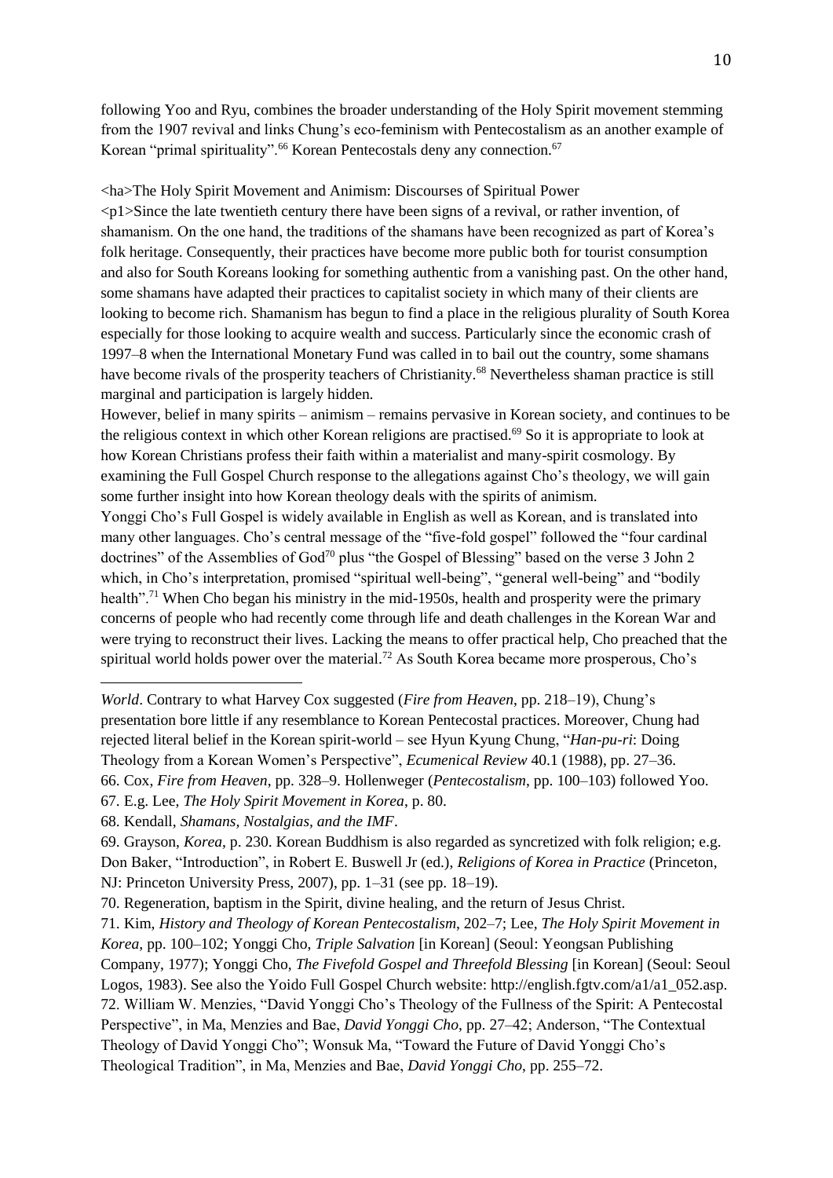following Yoo and Ryu, combines the broader understanding of the Holy Spirit movement stemming from the 1907 revival and links Chung's eco-feminism with Pentecostalism as an another example of Korean "primal spirituality".[66] Korean Pentecostals deny any connection.[67]

## The Holy Spirit Movement and Animism: Discourses of Spiritual Power

Since the late twentieth century there have been signs of a revival, or rather invention, of shamanism. On the one hand, the traditions of the shamans have been recognized as part of Korea's folk heritage. Consequently, their practices have become more public both for tourist consumption and also for South Koreans looking for something authentic from a vanishing past. On the other hand, some shamans have adapted their practices to capitalist society in which many of their clients are looking to become rich. Shamanism has begun to find a place in the religious plurality of South Korea especially for those looking to acquire wealth and success. Particularly since the economic crash of 1997–8 when the International Monetary Fund was called in to bail out the country, some shamans have become rivals of the prosperity teachers of Christianity.[68] Nevertheless shaman practice is still marginal and participation is largely hidden.

However, belief in many spirits – animism – remains pervasive in Korean society, and continues to be the religious context in which other Korean religions are practised.[69] So it is appropriate to look at how Korean Christians profess their faith within a materialist and many-spirit cosmology. By examining the Full Gospel Church response to the allegations against Cho's theology, we will gain some further insight into how Korean theology deals with the spirits of animism.

Yonggi Cho's Full Gospel is widely available in English as well as Korean, and is translated into many other languages. Cho's central message of the "five-fold gospel" followed the "four cardinal doctrines" of the Assemblies of God[70] plus "the Gospel of Blessing" based on the verse 3 John 2 which, in Cho's interpretation, promised "spiritual well-being", "general well-being" and "bodily health".[71] When Cho began his ministry in the mid-1950s, health and prosperity were the primary concerns of people who had recently come through life and death challenges in the Korean War and were trying to reconstruct their lives. Lacking the means to offer practical help, Cho preached that the spiritual world holds power over the material.[72] As South Korea became more prosperous, Cho's

---

*World*. Contrary to what Harvey Cox suggested (*Fire from Heaven*, pp. 218–19), Chung's presentation bore little if any resemblance to Korean Pentecostal practices. Moreover, Chung had rejected literal belief in the Korean spirit-world – see Hyun Kyung Chung, "*Han-pu-ri*: Doing Theology from a Korean Women's Perspective", *Ecumenical Review* 40.1 (1988), pp. 27–36.

66. Cox, *Fire from Heaven*, pp. 328–9. Hollenweger (*Pentecostalism*, pp. 100–103) followed Yoo.

67. E.g. Lee, *The Holy Spirit Movement in Korea*, p. 80.

68. Kendall, *Shamans, Nostalgias, and the IMF*.

69. Grayson, *Korea*, p. 230. Korean Buddhism is also regarded as syncretized with folk religion; e.g. Don Baker, "Introduction", in Robert E. Buswell Jr (ed.), *Religions of Korea in Practice* (Princeton, NJ: Princeton University Press, 2007), pp. 1–31 (see pp. 18–19).

70. Regeneration, baptism in the Spirit, divine healing, and the return of Jesus Christ.

71. Kim, *History and Theology of Korean Pentecostalism*, 202–7; Lee, *The Holy Spirit Movement in Korea*, pp. 100–102; Yonggi Cho, *Triple Salvation* [in Korean] (Seoul: Yeongsan Publishing Company, 1977); Yonggi Cho, *The Fivefold Gospel and Threefold Blessing* [in Korean] (Seoul: Seoul Logos, 1983). See also the Yoido Full Gospel Church website: http://english.fgtv.com/a1/a1_052.asp.

72. William W. Menzies, "David Yonggi Cho's Theology of the Fullness of the Spirit: A Pentecostal Perspective", in Ma, Menzies and Bae, *David Yonggi Cho*, pp. 27–42; Anderson, "The Contextual Theology of David Yonggi Cho"; Wonsuk Ma, "Toward the Future of David Yonggi Cho's Theological Tradition", in Ma, Menzies and Bae, *David Yonggi Cho*, pp. 255–72.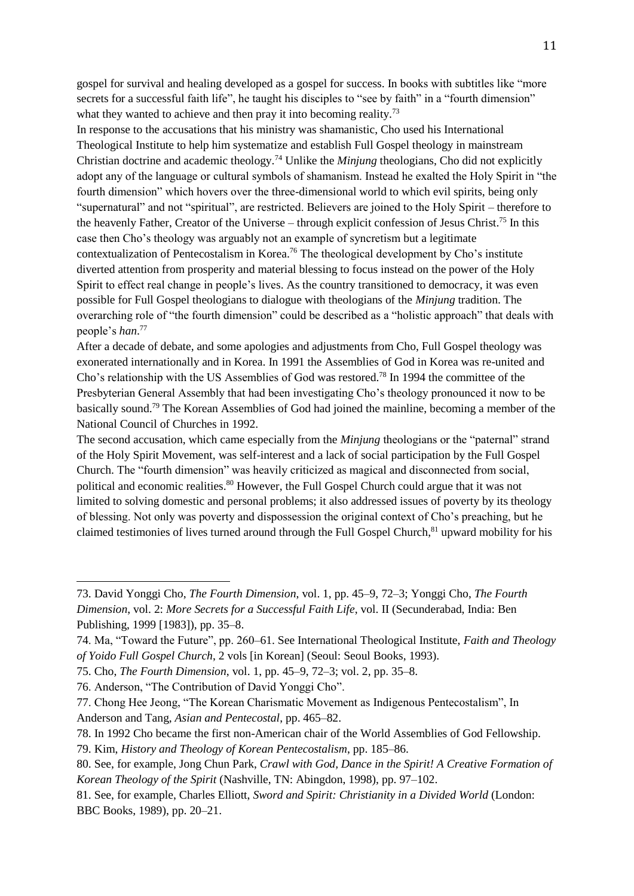gospel for survival and healing developed as a gospel for success. In books with subtitles like "more secrets for a successful faith life", he taught his disciples to "see by faith" in a "fourth dimension" what they wanted to achieve and then pray it into becoming reality.[73]

In response to the accusations that his ministry was shamanistic, Cho used his International Theological Institute to help him systematize and establish Full Gospel theology in mainstream Christian doctrine and academic theology.[74] Unlike the *Minjung* theologians, Cho did not explicitly adopt any of the language or cultural symbols of shamanism. Instead he exalted the Holy Spirit in "the fourth dimension" which hovers over the three-dimensional world to which evil spirits, being only "supernatural" and not "spiritual", are restricted. Believers are joined to the Holy Spirit – therefore to the heavenly Father, Creator of the Universe – through explicit confession of Jesus Christ.[75] In this case then Cho's theology was arguably not an example of syncretism but a legitimate contextualization of Pentecostalism in Korea.[76] The theological development by Cho's institute diverted attention from prosperity and material blessing to focus instead on the power of the Holy Spirit to effect real change in people's lives. As the country transitioned to democracy, it was even possible for Full Gospel theologians to dialogue with theologians of the *Minjung* tradition. The overarching role of "the fourth dimension" could be described as a "holistic approach" that deals with people's *han*.[77]

After a decade of debate, and some apologies and adjustments from Cho, Full Gospel theology was exonerated internationally and in Korea. In 1991 the Assemblies of God in Korea was re-united and Cho's relationship with the US Assemblies of God was restored.[78] In 1994 the committee of the Presbyterian General Assembly that had been investigating Cho's theology pronounced it now to be basically sound.[79] The Korean Assemblies of God had joined the mainline, becoming a member of the National Council of Churches in 1992.

The second accusation, which came especially from the *Minjung* theologians or the "paternal" strand of the Holy Spirit Movement, was self-interest and a lack of social participation by the Full Gospel Church. The "fourth dimension" was heavily criticized as magical and disconnected from social, political and economic realities.[80] However, the Full Gospel Church could argue that it was not limited to solving domestic and personal problems; it also addressed issues of poverty by its theology of blessing. Not only was poverty and dispossession the original context of Cho's preaching, but he claimed testimonies of lives turned around through the Full Gospel Church,[81] upward mobility for his

---

73. David Yonggi Cho, *The Fourth Dimension*, vol. 1, pp. 45–9, 72–3; Yonggi Cho, *The Fourth Dimension*, vol. 2: *More Secrets for a Successful Faith Life*, vol. II (Secunderabad, India: Ben Publishing, 1999 [1983]), pp. 35–8.

74. Ma, "Toward the Future", pp. 260–61. See International Theological Institute, *Faith and Theology of Yoido Full Gospel Church*, 2 vols [in Korean] (Seoul: Seoul Books, 1993).

75. Cho, *The Fourth Dimension*, vol. 1, pp. 45–9, 72–3; vol. 2, pp. 35–8.

76. Anderson, "The Contribution of David Yonggi Cho".

77. Chong Hee Jeong, "The Korean Charismatic Movement as Indigenous Pentecostalism", In Anderson and Tang, *Asian and Pentecostal*, pp. 465–82.

78. In 1992 Cho became the first non-American chair of the World Assemblies of God Fellowship.

79. Kim, *History and Theology of Korean Pentecostalism*, pp. 185–86.

80. See, for example, Jong Chun Park, *Crawl with God, Dance in the Spirit! A Creative Formation of Korean Theology of the Spirit* (Nashville, TN: Abingdon, 1998), pp. 97–102.

81. See, for example, Charles Elliott, *Sword and Spirit: Christianity in a Divided World* (London: BBC Books, 1989), pp. 20–21.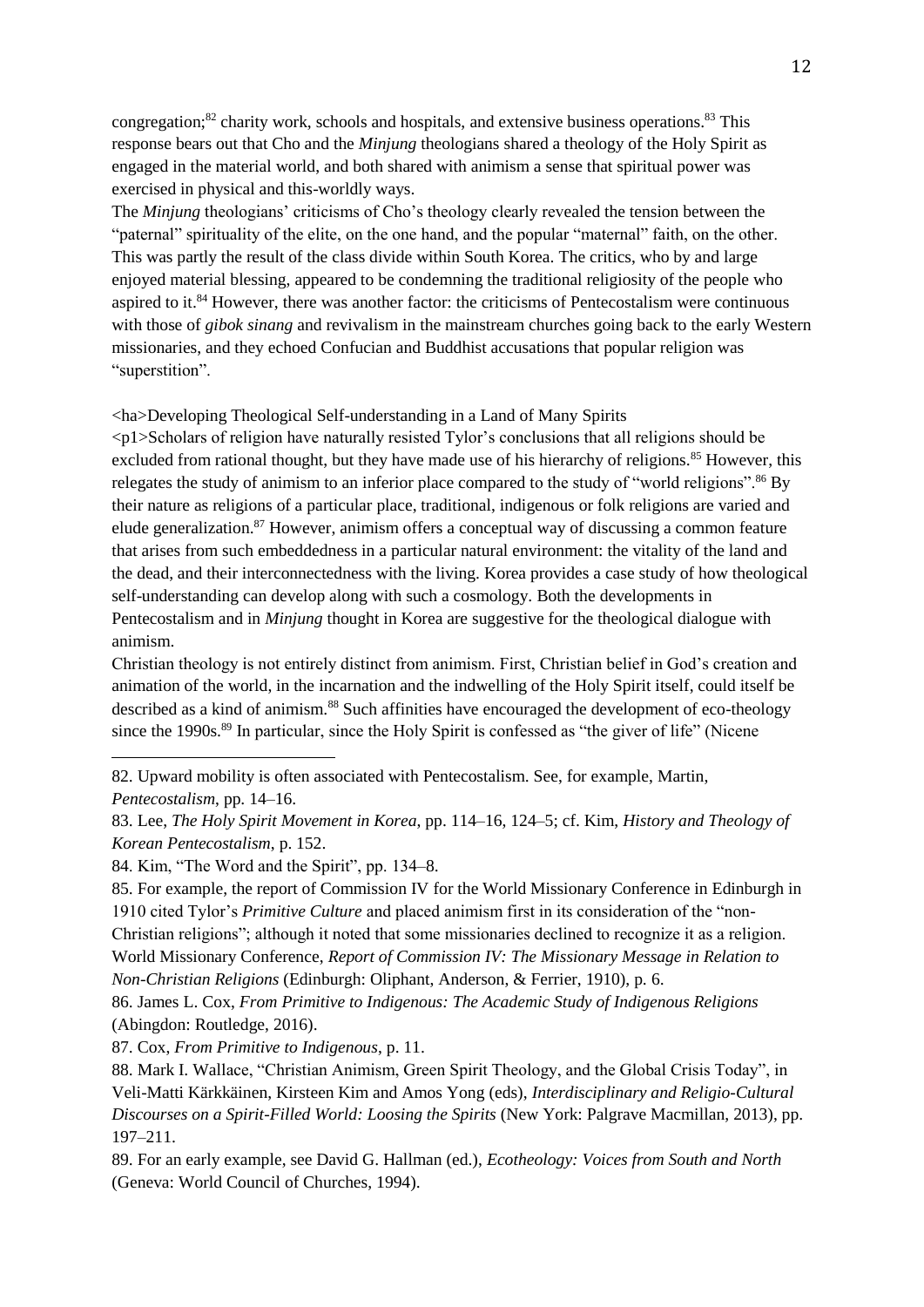congregation;[82] charity work, schools and hospitals, and extensive business operations.[83] This response bears out that Cho and the *Minjung* theologians shared a theology of the Holy Spirit as engaged in the material world, and both shared with animism a sense that spiritual power was exercised in physical and this-worldly ways.

The *Minjung* theologians' criticisms of Cho's theology clearly revealed the tension between the "paternal" spirituality of the elite, on the one hand, and the popular "maternal" faith, on the other. This was partly the result of the class divide within South Korea. The critics, who by and large enjoyed material blessing, appeared to be condemning the traditional religiosity of the people who aspired to it.[84] However, there was another factor: the criticisms of Pentecostalism were continuous with those of *gibok sinang* and revivalism in the mainstream churches going back to the early Western missionaries, and they echoed Confucian and Buddhist accusations that popular religion was "superstition".

<ha>Developing Theological Self-understanding in a Land of Many Spirits

<p1>Scholars of religion have naturally resisted Tylor's conclusions that all religions should be excluded from rational thought, but they have made use of his hierarchy of religions.[85] However, this relegates the study of animism to an inferior place compared to the study of "world religions".[86] By their nature as religions of a particular place, traditional, indigenous or folk religions are varied and elude generalization.[87] However, animism offers a conceptual way of discussing a common feature that arises from such embeddedness in a particular natural environment: the vitality of the land and the dead, and their interconnectedness with the living. Korea provides a case study of how theological self-understanding can develop along with such a cosmology. Both the developments in Pentecostalism and in *Minjung* thought in Korea are suggestive for the theological dialogue with animism.

Christian theology is not entirely distinct from animism. First, Christian belief in God's creation and animation of the world, in the incarnation and the indwelling of the Holy Spirit itself, could itself be described as a kind of animism.[88] Such affinities have encouraged the development of eco-theology since the 1990s.[89] In particular, since the Holy Spirit is confessed as "the giver of life" (Nicene

---

82. Upward mobility is often associated with Pentecostalism. See, for example, Martin, *Pentecostalism*, pp. 14–16.

83. Lee, *The Holy Spirit Movement in Korea*, pp. 114–16, 124–5; cf. Kim, *History and Theology of Korean Pentecostalism*, p. 152.

84. Kim, "The Word and the Spirit", pp. 134–8.

85. For example, the report of Commission IV for the World Missionary Conference in Edinburgh in 1910 cited Tylor's *Primitive Culture* and placed animism first in its consideration of the "non-Christian religions"; although it noted that some missionaries declined to recognize it as a religion. World Missionary Conference, *Report of Commission IV: The Missionary Message in Relation to Non-Christian Religions* (Edinburgh: Oliphant, Anderson, & Ferrier, 1910), p. 6.

86. James L. Cox, *From Primitive to Indigenous: The Academic Study of Indigenous Religions* (Abingdon: Routledge, 2016).

87. Cox, *From Primitive to Indigenous*, p. 11.

88. Mark I. Wallace, "Christian Animism, Green Spirit Theology, and the Global Crisis Today", in Veli-Matti Kärkkäinen, Kirsteen Kim and Amos Yong (eds), *Interdisciplinary and Religio-Cultural Discourses on a Spirit-Filled World: Loosing the Spirits* (New York: Palgrave Macmillan, 2013), pp. 197–211.

89. For an early example, see David G. Hallman (ed.), *Ecotheology: Voices from South and North* (Geneva: World Council of Churches, 1994).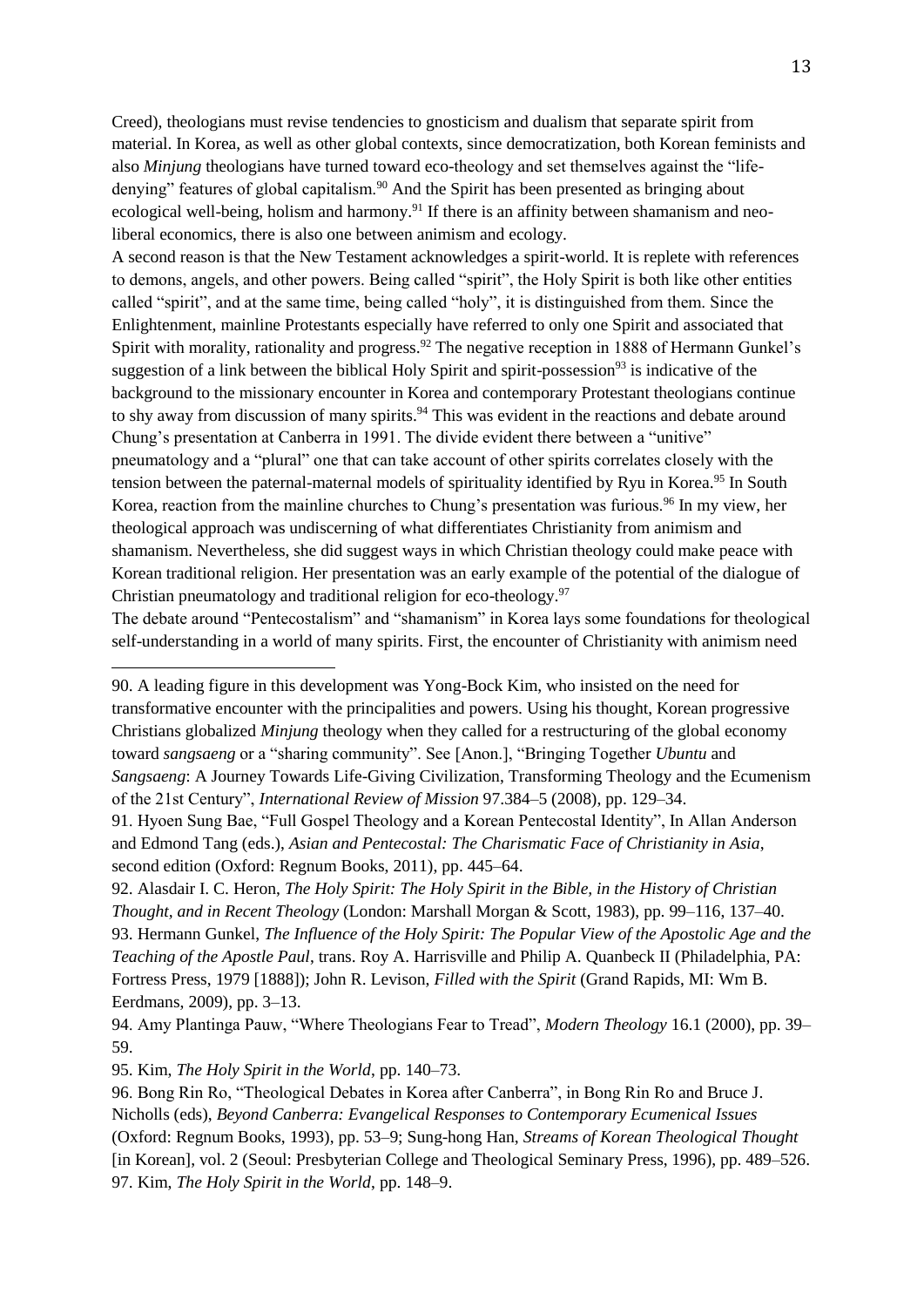Creed), theologians must revise tendencies to gnosticism and dualism that separate spirit from material. In Korea, as well as other global contexts, since democratization, both Korean feminists and also *Minjung* theologians have turned toward eco-theology and set themselves against the "life-denying" features of global capitalism.[90] And the Spirit has been presented as bringing about ecological well-being, holism and harmony.[91] If there is an affinity between shamanism and neo-liberal economics, there is also one between animism and ecology.

A second reason is that the New Testament acknowledges a spirit-world. It is replete with references to demons, angels, and other powers. Being called "spirit", the Holy Spirit is both like other entities called "spirit", and at the same time, being called "holy", it is distinguished from them. Since the Enlightenment, mainline Protestants especially have referred to only one Spirit and associated that Spirit with morality, rationality and progress.[92] The negative reception in 1888 of Hermann Gunkel's suggestion of a link between the biblical Holy Spirit and spirit-possession[93] is indicative of the background to the missionary encounter in Korea and contemporary Protestant theologians continue to shy away from discussion of many spirits.[94] This was evident in the reactions and debate around Chung's presentation at Canberra in 1991. The divide evident there between a "unitive" pneumatology and a "plural" one that can take account of other spirits correlates closely with the tension between the paternal-maternal models of spirituality identified by Ryu in Korea.[95] In South Korea, reaction from the mainline churches to Chung's presentation was furious.[96] In my view, her theological approach was undiscerning of what differentiates Christianity from animism and shamanism. Nevertheless, she did suggest ways in which Christian theology could make peace with Korean traditional religion. Her presentation was an early example of the potential of the dialogue of Christian pneumatology and traditional religion for eco-theology.[97]

The debate around "Pentecostalism" and "shamanism" in Korea lays some foundations for theological self-understanding in a world of many spirits. First, the encounter of Christianity with animism need

---

90. A leading figure in this development was Yong-Bock Kim, who insisted on the need for transformative encounter with the principalities and powers. Using his thought, Korean progressive Christians globalized *Minjung* theology when they called for a restructuring of the global economy toward *sangsaeng* or a "sharing community". See [Anon.], "Bringing Together *Ubuntu* and *Sangsaeng*: A Journey Towards Life-Giving Civilization, Transforming Theology and the Ecumenism of the 21st Century", *International Review of Mission* 97.384–5 (2008), pp. 129–34.

91. Hyoen Sung Bae, "Full Gospel Theology and a Korean Pentecostal Identity", In Allan Anderson and Edmond Tang (eds.), *Asian and Pentecostal: The Charismatic Face of Christianity in Asia*, second edition (Oxford: Regnum Books, 2011), pp. 445–64.

92. Alasdair I. C. Heron, *The Holy Spirit: The Holy Spirit in the Bible, in the History of Christian Thought, and in Recent Theology* (London: Marshall Morgan & Scott, 1983), pp. 99–116, 137–40.

93. Hermann Gunkel, *The Influence of the Holy Spirit: The Popular View of the Apostolic Age and the Teaching of the Apostle Paul*, trans. Roy A. Harrisville and Philip A. Quanbeck II (Philadelphia, PA: Fortress Press, 1979 [1888]); John R. Levison, *Filled with the Spirit* (Grand Rapids, MI: Wm B. Eerdmans, 2009), pp. 3–13.

94. Amy Plantinga Pauw, "Where Theologians Fear to Tread", *Modern Theology* 16.1 (2000), pp. 39–59.

95. Kim, *The Holy Spirit in the World*, pp. 140–73.

96. Bong Rin Ro, "Theological Debates in Korea after Canberra", in Bong Rin Ro and Bruce J. Nicholls (eds), *Beyond Canberra: Evangelical Responses to Contemporary Ecumenical Issues* (Oxford: Regnum Books, 1993), pp. 53–9; Sung-hong Han, *Streams of Korean Theological Thought* [in Korean], vol. 2 (Seoul: Presbyterian College and Theological Seminary Press, 1996), pp. 489–526.

97. Kim, *The Holy Spirit in the World*, pp. 148–9.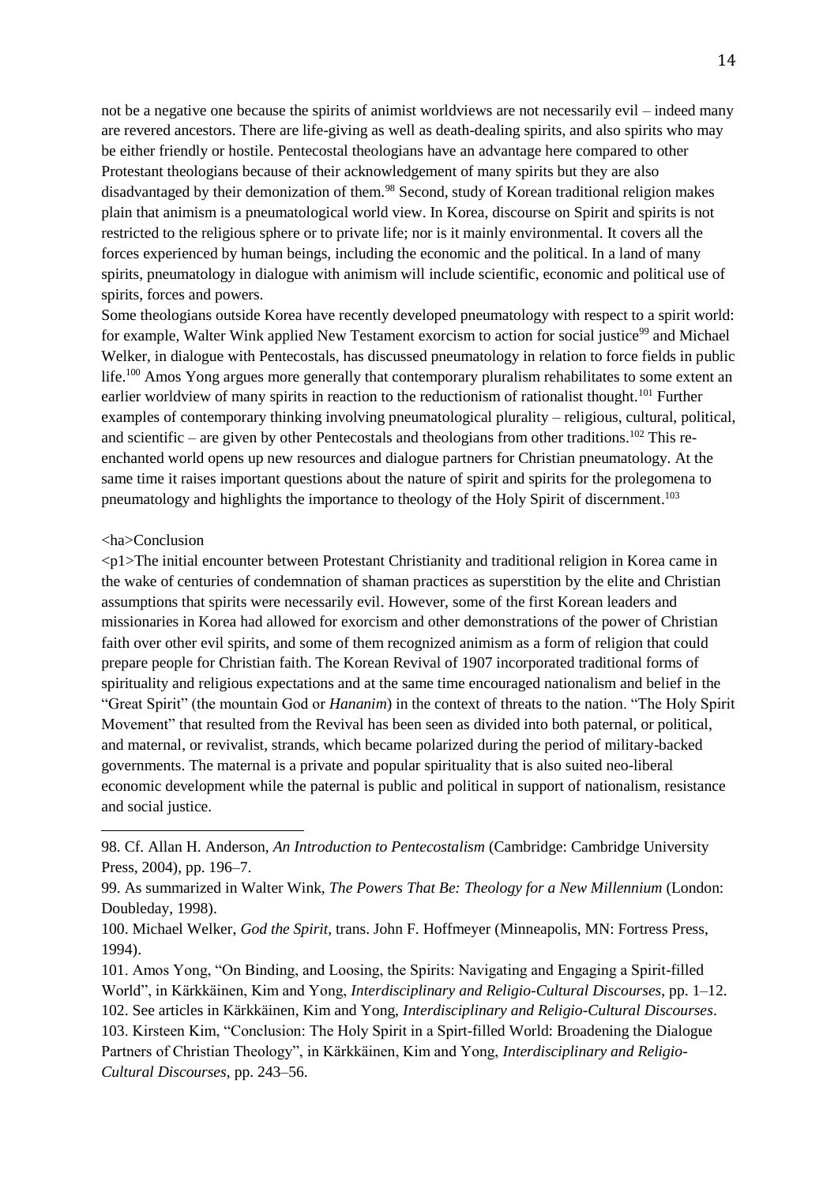not be a negative one because the spirits of animist worldviews are not necessarily evil – indeed many are revered ancestors. There are life-giving as well as death-dealing spirits, and also spirits who may be either friendly or hostile. Pentecostal theologians have an advantage here compared to other Protestant theologians because of their acknowledgement of many spirits but they are also disadvantaged by their demonization of them.[98] Second, study of Korean traditional religion makes plain that animism is a pneumatological world view. In Korea, discourse on Spirit and spirits is not restricted to the religious sphere or to private life; nor is it mainly environmental. It covers all the forces experienced by human beings, including the economic and the political. In a land of many spirits, pneumatology in dialogue with animism will include scientific, economic and political use of spirits, forces and powers.

Some theologians outside Korea have recently developed pneumatology with respect to a spirit world: for example, Walter Wink applied New Testament exorcism to action for social justice[99] and Michael Welker, in dialogue with Pentecostals, has discussed pneumatology in relation to force fields in public life.[100] Amos Yong argues more generally that contemporary pluralism rehabilitates to some extent an earlier worldview of many spirits in reaction to the reductionism of rationalist thought.[101] Further examples of contemporary thinking involving pneumatological plurality – religious, cultural, political, and scientific – are given by other Pentecostals and theologians from other traditions.[102] This re-enchanted world opens up new resources and dialogue partners for Christian pneumatology. At the same time it raises important questions about the nature of spirit and spirits for the prolegomena to pneumatology and highlights the importance to theology of the Holy Spirit of discernment.[103]

<ha>Conclusion

<p1>The initial encounter between Protestant Christianity and traditional religion in Korea came in the wake of centuries of condemnation of shaman practices as superstition by the elite and Christian assumptions that spirits were necessarily evil. However, some of the first Korean leaders and missionaries in Korea had allowed for exorcism and other demonstrations of the power of Christian faith over other evil spirits, and some of them recognized animism as a form of religion that could prepare people for Christian faith. The Korean Revival of 1907 incorporated traditional forms of spirituality and religious expectations and at the same time encouraged nationalism and belief in the "Great Spirit" (the mountain God or *Hananim*) in the context of threats to the nation. "The Holy Spirit Movement" that resulted from the Revival has been seen as divided into both paternal, or political, and maternal, or revivalist, strands, which became polarized during the period of military-backed governments. The maternal is a private and popular spirituality that is also suited neo-liberal economic development while the paternal is public and political in support of nationalism, resistance and social justice.

---

98. Cf. Allan H. Anderson, *An Introduction to Pentecostalism* (Cambridge: Cambridge University Press, 2004), pp. 196–7.

99. As summarized in Walter Wink, *The Powers That Be: Theology for a New Millennium* (London: Doubleday, 1998).

100. Michael Welker, *God the Spirit*, trans. John F. Hoffmeyer (Minneapolis, MN: Fortress Press, 1994).

101. Amos Yong, "On Binding, and Loosing, the Spirits: Navigating and Engaging a Spirit-filled World", in Kärkkäinen, Kim and Yong, *Interdisciplinary and Religio-Cultural Discourses*, pp. 1–12.

102. See articles in Kärkkäinen, Kim and Yong, *Interdisciplinary and Religio-Cultural Discourses*.

103. Kirsteen Kim, "Conclusion: The Holy Spirit in a Spirt-filled World: Broadening the Dialogue Partners of Christian Theology", in Kärkkäinen, Kim and Yong, *Interdisciplinary and Religio-Cultural Discourses*, pp. 243–56.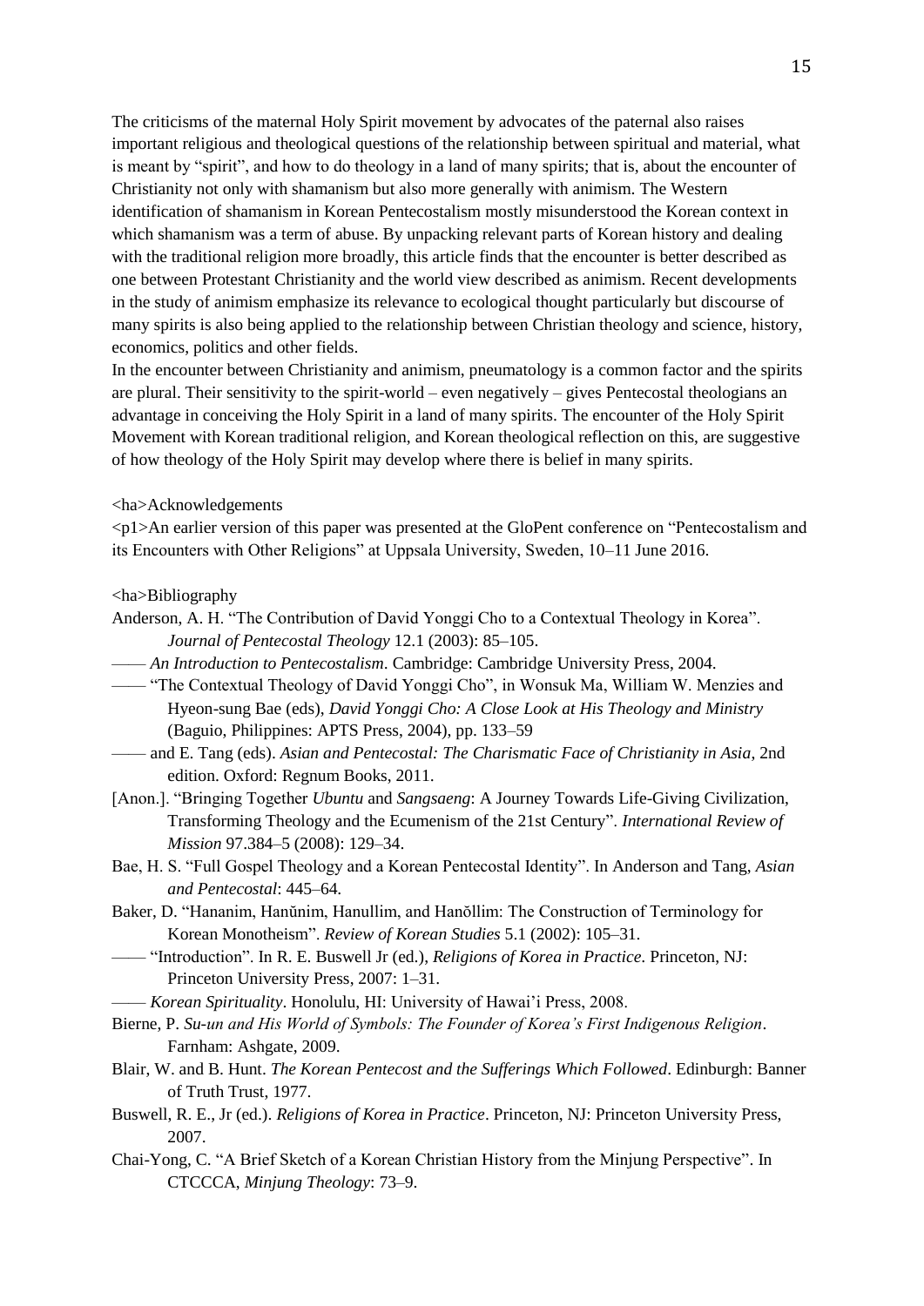The criticisms of the maternal Holy Spirit movement by advocates of the paternal also raises important religious and theological questions of the relationship between spiritual and material, what is meant by "spirit", and how to do theology in a land of many spirits; that is, about the encounter of Christianity not only with shamanism but also more generally with animism. The Western identification of shamanism in Korean Pentecostalism mostly misunderstood the Korean context in which shamanism was a term of abuse. By unpacking relevant parts of Korean history and dealing with the traditional religion more broadly, this article finds that the encounter is better described as one between Protestant Christianity and the world view described as animism. Recent developments in the study of animism emphasize its relevance to ecological thought particularly but discourse of many spirits is also being applied to the relationship between Christian theology and science, history, economics, politics and other fields.

In the encounter between Christianity and animism, pneumatology is a common factor and the spirits are plural. Their sensitivity to the spirit-world – even negatively – gives Pentecostal theologians an advantage in conceiving the Holy Spirit in a land of many spirits. The encounter of the Holy Spirit Movement with Korean traditional religion, and Korean theological reflection on this, are suggestive of how theology of the Holy Spirit may develop where there is belief in many spirits.

## Acknowledgements

An earlier version of this paper was presented at the GloPent conference on "Pentecostalism and its Encounters with Other Religions" at Uppsala University, Sweden, 10–11 June 2016.

## Bibliography

Anderson, A. H. "The Contribution of David Yonggi Cho to a Contextual Theology in Korea". *Journal of Pentecostal Theology* 12.1 (2003): 85–105.

—— *An Introduction to Pentecostalism*. Cambridge: Cambridge University Press, 2004.

—— "The Contextual Theology of David Yonggi Cho", in Wonsuk Ma, William W. Menzies and Hyeon-sung Bae (eds), *David Yonggi Cho: A Close Look at His Theology and Ministry* (Baguio, Philippines: APTS Press, 2004), pp. 133–59

—— and E. Tang (eds). *Asian and Pentecostal: The Charismatic Face of Christianity in Asia*, 2nd edition. Oxford: Regnum Books, 2011.

[Anon.]. "Bringing Together *Ubuntu* and *Sangsaeng*: A Journey Towards Life-Giving Civilization, Transforming Theology and the Ecumenism of the 21st Century". *International Review of Mission* 97.384–5 (2008): 129–34.

Bae, H. S. "Full Gospel Theology and a Korean Pentecostal Identity". In Anderson and Tang, *Asian and Pentecostal*: 445–64.

Baker, D. "Hananim, Hanŭnim, Hanullim, and Hanŏllim: The Construction of Terminology for Korean Monotheism". *Review of Korean Studies* 5.1 (2002): 105–31.

—— "Introduction". In R. E. Buswell Jr (ed.), *Religions of Korea in Practice*. Princeton, NJ: Princeton University Press, 2007: 1–31.

—— *Korean Spirituality*. Honolulu, HI: University of Hawai'i Press, 2008.

Bierne, P. *Su-un and His World of Symbols: The Founder of Korea's First Indigenous Religion*. Farnham: Ashgate, 2009.

Blair, W. and B. Hunt. *The Korean Pentecost and the Sufferings Which Followed*. Edinburgh: Banner of Truth Trust, 1977.

Buswell, R. E., Jr (ed.). *Religions of Korea in Practice*. Princeton, NJ: Princeton University Press, 2007.

Chai-Yong, C. "A Brief Sketch of a Korean Christian History from the Minjung Perspective". In CTCCCA, *Minjung Theology*: 73–9.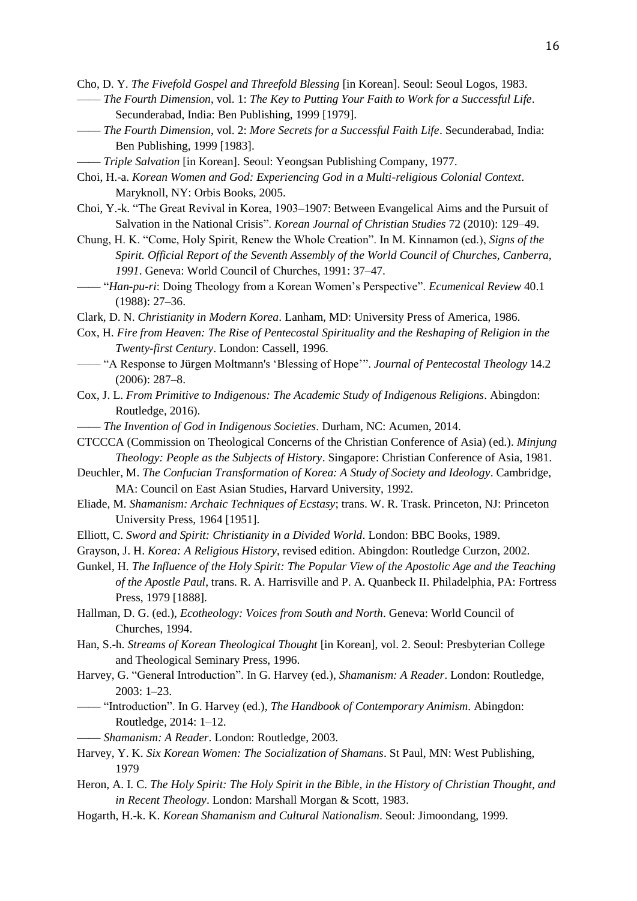Cho, D. Y. *The Fivefold Gospel and Threefold Blessing* [in Korean]. Seoul: Seoul Logos, 1983.

—— *The Fourth Dimension*, vol. 1: *The Key to Putting Your Faith to Work for a Successful Life*. Secunderabad, India: Ben Publishing, 1999 [1979].

—— *The Fourth Dimension*, vol. 2: *More Secrets for a Successful Faith Life*. Secunderabad, India: Ben Publishing, 1999 [1983].

—— *Triple Salvation* [in Korean]. Seoul: Yeongsan Publishing Company, 1977.

Choi, H.-a. *Korean Women and God: Experiencing God in a Multi-religious Colonial Context*. Maryknoll, NY: Orbis Books, 2005.

Choi, Y.-k. "The Great Revival in Korea, 1903–1907: Between Evangelical Aims and the Pursuit of Salvation in the National Crisis". *Korean Journal of Christian Studies* 72 (2010): 129–49.

Chung, H. K. "Come, Holy Spirit, Renew the Whole Creation". In M. Kinnamon (ed.), *Signs of the Spirit. Official Report of the Seventh Assembly of the World Council of Churches, Canberra, 1991*. Geneva: World Council of Churches, 1991: 37–47.

—— "*Han-pu-ri*: Doing Theology from a Korean Women's Perspective". *Ecumenical Review* 40.1 (1988): 27–36.

Clark, D. N. *Christianity in Modern Korea*. Lanham, MD: University Press of America, 1986.

Cox, H. *Fire from Heaven: The Rise of Pentecostal Spirituality and the Reshaping of Religion in the Twenty-first Century*. London: Cassell, 1996.

—— "A Response to Jürgen Moltmann's 'Blessing of Hope'". *Journal of Pentecostal Theology* 14.2 (2006): 287–8.

Cox, J. L. *From Primitive to Indigenous: The Academic Study of Indigenous Religions*. Abingdon: Routledge, 2016).

—— *The Invention of God in Indigenous Societies*. Durham, NC: Acumen, 2014.

CTCCCA (Commission on Theological Concerns of the Christian Conference of Asia) (ed.). *Minjung Theology: People as the Subjects of History*. Singapore: Christian Conference of Asia, 1981.

Deuchler, M. *The Confucian Transformation of Korea: A Study of Society and Ideology*. Cambridge, MA: Council on East Asian Studies, Harvard University, 1992.

Eliade, M. *Shamanism: Archaic Techniques of Ecstasy*; trans. W. R. Trask. Princeton, NJ: Princeton University Press, 1964 [1951].

Elliott, C. *Sword and Spirit: Christianity in a Divided World*. London: BBC Books, 1989.

Grayson, J. H. *Korea: A Religious History*, revised edition. Abingdon: Routledge Curzon, 2002.

Gunkel, H. *The Influence of the Holy Spirit: The Popular View of the Apostolic Age and the Teaching of the Apostle Paul*, trans. R. A. Harrisville and P. A. Quanbeck II. Philadelphia, PA: Fortress Press, 1979 [1888].

Hallman, D. G. (ed.), *Ecotheology: Voices from South and North*. Geneva: World Council of Churches, 1994.

Han, S.-h. *Streams of Korean Theological Thought* [in Korean], vol. 2. Seoul: Presbyterian College and Theological Seminary Press, 1996.

Harvey, G. "General Introduction". In G. Harvey (ed.), *Shamanism: A Reader*. London: Routledge, 2003: 1–23.

—— "Introduction". In G. Harvey (ed.), *The Handbook of Contemporary Animism*. Abingdon: Routledge, 2014: 1–12.

—— *Shamanism: A Reader*. London: Routledge, 2003.

Harvey, Y. K. *Six Korean Women: The Socialization of Shamans*. St Paul, MN: West Publishing, 1979

Heron, A. I. C. *The Holy Spirit: The Holy Spirit in the Bible, in the History of Christian Thought, and in Recent Theology*. London: Marshall Morgan & Scott, 1983.

Hogarth, H.-k. K. *Korean Shamanism and Cultural Nationalism*. Seoul: Jimoondang, 1999.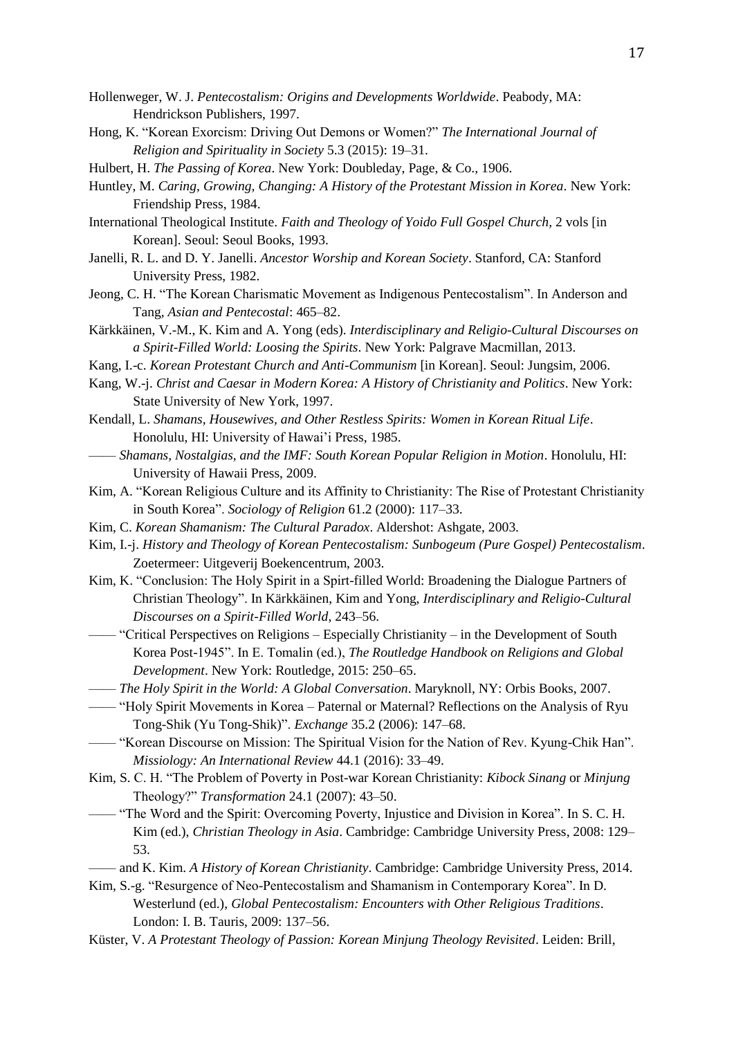Hollenweger, W. J. *Pentecostalism: Origins and Developments Worldwide*. Peabody, MA: Hendrickson Publishers, 1997.

Hong, K. "Korean Exorcism: Driving Out Demons or Women?" *The International Journal of Religion and Spirituality in Society* 5.3 (2015): 19–31.

Hulbert, H. *The Passing of Korea*. New York: Doubleday, Page, & Co., 1906.

Huntley, M. *Caring, Growing, Changing: A History of the Protestant Mission in Korea*. New York: Friendship Press, 1984.

International Theological Institute. *Faith and Theology of Yoido Full Gospel Church*, 2 vols [in Korean]. Seoul: Seoul Books, 1993.

Janelli, R. L. and D. Y. Janelli. *Ancestor Worship and Korean Society*. Stanford, CA: Stanford University Press, 1982.

Jeong, C. H. "The Korean Charismatic Movement as Indigenous Pentecostalism". In Anderson and Tang, *Asian and Pentecostal*: 465–82.

Kärkkäinen, V.-M., K. Kim and A. Yong (eds). *Interdisciplinary and Religio-Cultural Discourses on a Spirit-Filled World: Loosing the Spirits*. New York: Palgrave Macmillan, 2013.

Kang, I.-c. *Korean Protestant Church and Anti-Communism* [in Korean]. Seoul: Jungsim, 2006.

Kang, W.-j. *Christ and Caesar in Modern Korea: A History of Christianity and Politics*. New York: State University of New York, 1997.

Kendall, L. *Shamans, Housewives, and Other Restless Spirits: Women in Korean Ritual Life*. Honolulu, HI: University of Hawai'i Press, 1985.

—— *Shamans, Nostalgias, and the IMF: South Korean Popular Religion in Motion*. Honolulu, HI: University of Hawaii Press, 2009.

Kim, A. "Korean Religious Culture and its Affinity to Christianity: The Rise of Protestant Christianity in South Korea". *Sociology of Religion* 61.2 (2000): 117–33.

Kim, C. *Korean Shamanism: The Cultural Paradox*. Aldershot: Ashgate, 2003.

Kim, I.-j. *History and Theology of Korean Pentecostalism: Sunbogeum (Pure Gospel) Pentecostalism*. Zoetermeer: Uitgeverij Boekencentrum, 2003.

Kim, K. "Conclusion: The Holy Spirit in a Spirt-filled World: Broadening the Dialogue Partners of Christian Theology". In Kärkkäinen, Kim and Yong, *Interdisciplinary and Religio-Cultural Discourses on a Spirit-Filled World*, 243–56.

—— "Critical Perspectives on Religions – Especially Christianity – in the Development of South Korea Post-1945". In E. Tomalin (ed.), *The Routledge Handbook on Religions and Global Development*. New York: Routledge, 2015: 250–65.

—— *The Holy Spirit in the World: A Global Conversation*. Maryknoll, NY: Orbis Books, 2007.

—— "Holy Spirit Movements in Korea – Paternal or Maternal? Reflections on the Analysis of Ryu Tong-Shik (Yu Tong-Shik)". *Exchange* 35.2 (2006): 147–68.

—— "Korean Discourse on Mission: The Spiritual Vision for the Nation of Rev. Kyung-Chik Han". *Missiology: An International Review* 44.1 (2016): 33–49.

Kim, S. C. H. "The Problem of Poverty in Post-war Korean Christianity: *Kibock Sinang* or *Minjung* Theology?" *Transformation* 24.1 (2007): 43–50.

—— "The Word and the Spirit: Overcoming Poverty, Injustice and Division in Korea". In S. C. H. Kim (ed.), *Christian Theology in Asia*. Cambridge: Cambridge University Press, 2008: 129–53.

—— and K. Kim. *A History of Korean Christianity*. Cambridge: Cambridge University Press, 2014.

Kim, S.-g. "Resurgence of Neo-Pentecostalism and Shamanism in Contemporary Korea". In D. Westerlund (ed.), *Global Pentecostalism: Encounters with Other Religious Traditions*. London: I. B. Tauris, 2009: 137–56.

Küster, V. *A Protestant Theology of Passion: Korean Minjung Theology Revisited*. Leiden: Brill,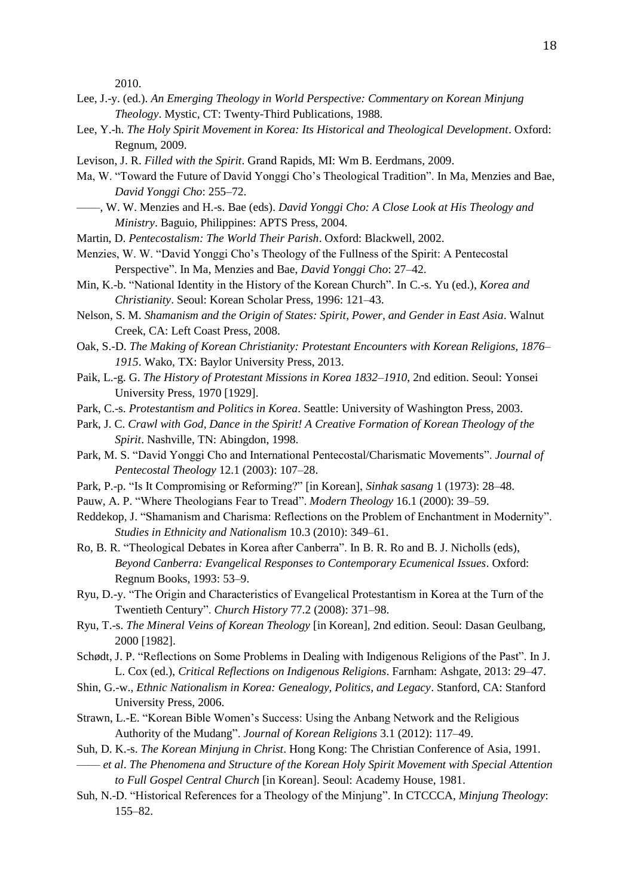2010.

Lee, J.-y. (ed.). *An Emerging Theology in World Perspective: Commentary on Korean Minjung Theology*. Mystic, CT: Twenty-Third Publications, 1988.

Lee, Y.-h. *The Holy Spirit Movement in Korea: Its Historical and Theological Development*. Oxford: Regnum, 2009.

Levison, J. R. *Filled with the Spirit*. Grand Rapids, MI: Wm B. Eerdmans, 2009.

Ma, W. "Toward the Future of David Yonggi Cho's Theological Tradition". In Ma, Menzies and Bae, *David Yonggi Cho*: 255–72.

——, W. W. Menzies and H.-s. Bae (eds). *David Yonggi Cho: A Close Look at His Theology and Ministry*. Baguio, Philippines: APTS Press, 2004.

Martin, D. *Pentecostalism: The World Their Parish*. Oxford: Blackwell, 2002.

Menzies, W. W. "David Yonggi Cho's Theology of the Fullness of the Spirit: A Pentecostal Perspective". In Ma, Menzies and Bae, *David Yonggi Cho*: 27–42.

Min, K.-b. "National Identity in the History of the Korean Church". In C.-s. Yu (ed.), *Korea and Christianity*. Seoul: Korean Scholar Press, 1996: 121–43.

Nelson, S. M. *Shamanism and the Origin of States: Spirit, Power, and Gender in East Asia*. Walnut Creek, CA: Left Coast Press, 2008.

Oak, S.-D. *The Making of Korean Christianity: Protestant Encounters with Korean Religions, 1876–1915*. Wako, TX: Baylor University Press, 2013.

Paik, L.-g. G. *The History of Protestant Missions in Korea 1832–1910*, 2nd edition. Seoul: Yonsei University Press, 1970 [1929].

Park, C.-s. *Protestantism and Politics in Korea*. Seattle: University of Washington Press, 2003.

Park, J. C. *Crawl with God, Dance in the Spirit! A Creative Formation of Korean Theology of the Spirit*. Nashville, TN: Abingdon, 1998.

Park, M. S. "David Yonggi Cho and International Pentecostal/Charismatic Movements". *Journal of Pentecostal Theology* 12.1 (2003): 107–28.

Park, P.-p. "Is It Compromising or Reforming?" [in Korean], *Sinhak sasang* 1 (1973): 28–48.

Pauw, A. P. "Where Theologians Fear to Tread". *Modern Theology* 16.1 (2000): 39–59.

Reddekop, J. "Shamanism and Charisma: Reflections on the Problem of Enchantment in Modernity". *Studies in Ethnicity and Nationalism* 10.3 (2010): 349–61.

Ro, B. R. "Theological Debates in Korea after Canberra". In B. R. Ro and B. J. Nicholls (eds), *Beyond Canberra: Evangelical Responses to Contemporary Ecumenical Issues*. Oxford: Regnum Books, 1993: 53–9.

Ryu, D.-y. "The Origin and Characteristics of Evangelical Protestantism in Korea at the Turn of the Twentieth Century". *Church History* 77.2 (2008): 371–98.

Ryu, T.-s. *The Mineral Veins of Korean Theology* [in Korean], 2nd edition. Seoul: Dasan Geulbang, 2000 [1982].

Schødt, J. P. "Reflections on Some Problems in Dealing with Indigenous Religions of the Past". In J. L. Cox (ed.), *Critical Reflections on Indigenous Religions*. Farnham: Ashgate, 2013: 29–47.

Shin, G.-w., *Ethnic Nationalism in Korea: Genealogy, Politics, and Legacy*. Stanford, CA: Stanford University Press, 2006.

Strawn, L.-E. "Korean Bible Women's Success: Using the Anbang Network and the Religious Authority of the Mudang". *Journal of Korean Religions* 3.1 (2012): 117–49.

Suh, D. K.-s. *The Korean Minjung in Christ*. Hong Kong: The Christian Conference of Asia, 1991.

—— *et al*. *The Phenomena and Structure of the Korean Holy Spirit Movement with Special Attention to Full Gospel Central Church* [in Korean]. Seoul: Academy House, 1981.

Suh, N.-D. "Historical References for a Theology of the Minjung". In CTCCCA, *Minjung Theology*: 155–82.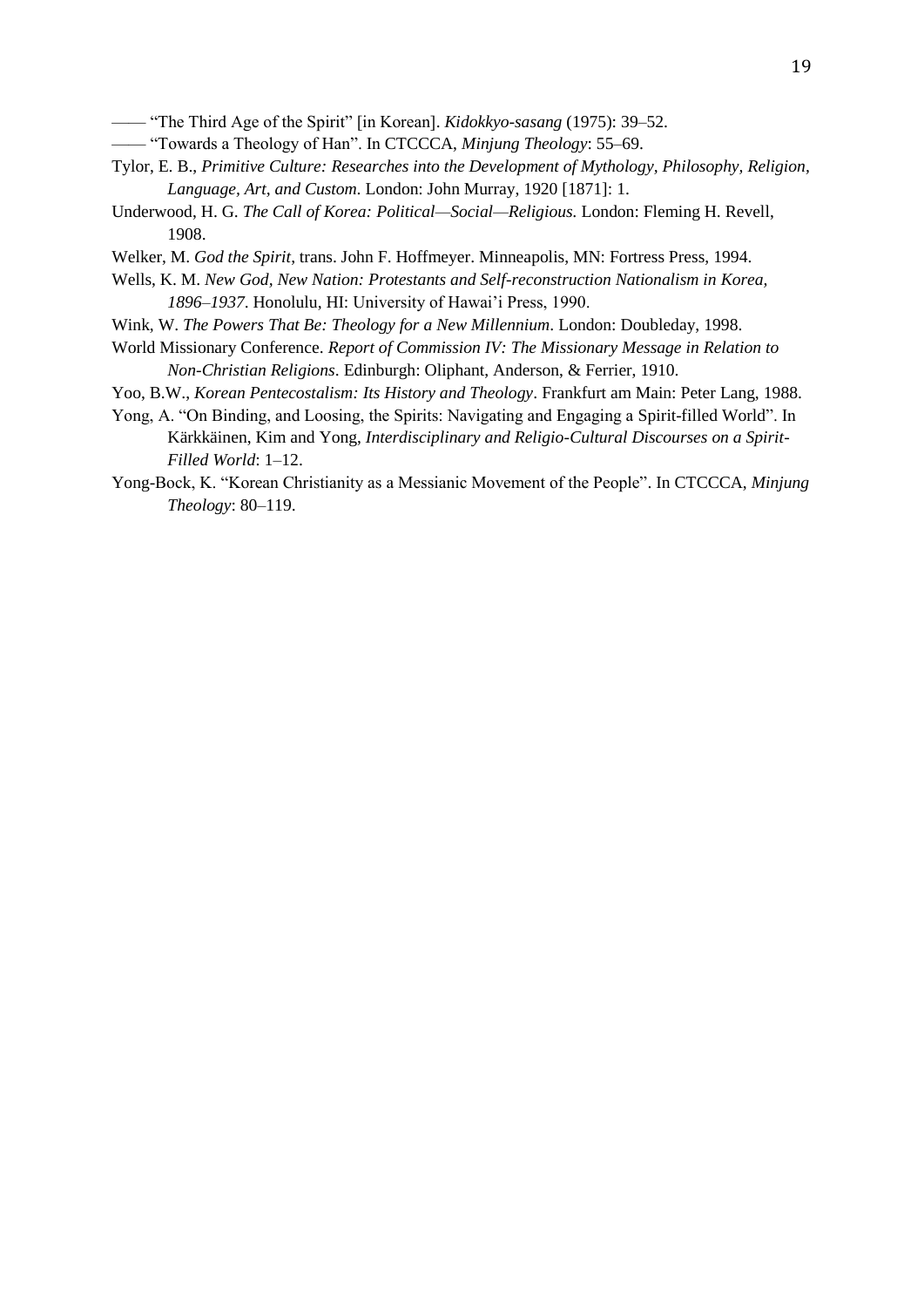—— "The Third Age of the Spirit" [in Korean]. *Kidokkyo-sasang* (1975): 39–52.

—— "Towards a Theology of Han". In CTCCCA, *Minjung Theology*: 55–69.

Tylor, E. B., *Primitive Culture: Researches into the Development of Mythology, Philosophy, Religion, Language, Art, and Custom.* London: John Murray, 1920 [1871]: 1.

Underwood, H. G. *The Call of Korea: Political—Social—Religious.* London: Fleming H. Revell, 1908.

Welker, M. *God the Spirit*, trans. John F. Hoffmeyer. Minneapolis, MN: Fortress Press, 1994.

Wells, K. M. *New God, New Nation: Protestants and Self-reconstruction Nationalism in Korea, 1896–1937*. Honolulu, HI: University of Hawai'i Press, 1990.

Wink, W. *The Powers That Be: Theology for a New Millennium*. London: Doubleday, 1998.

World Missionary Conference. *Report of Commission IV: The Missionary Message in Relation to Non-Christian Religions*. Edinburgh: Oliphant, Anderson, & Ferrier, 1910.

Yoo, B.W., *Korean Pentecostalism: Its History and Theology*. Frankfurt am Main: Peter Lang, 1988.

Yong, A. "On Binding, and Loosing, the Spirits: Navigating and Engaging a Spirit-filled World". In Kärkkäinen, Kim and Yong, *Interdisciplinary and Religio-Cultural Discourses on a Spirit-Filled World*: 1–12.

Yong-Bock, K. "Korean Christianity as a Messianic Movement of the People". In CTCCCA, *Minjung Theology*: 80–119.